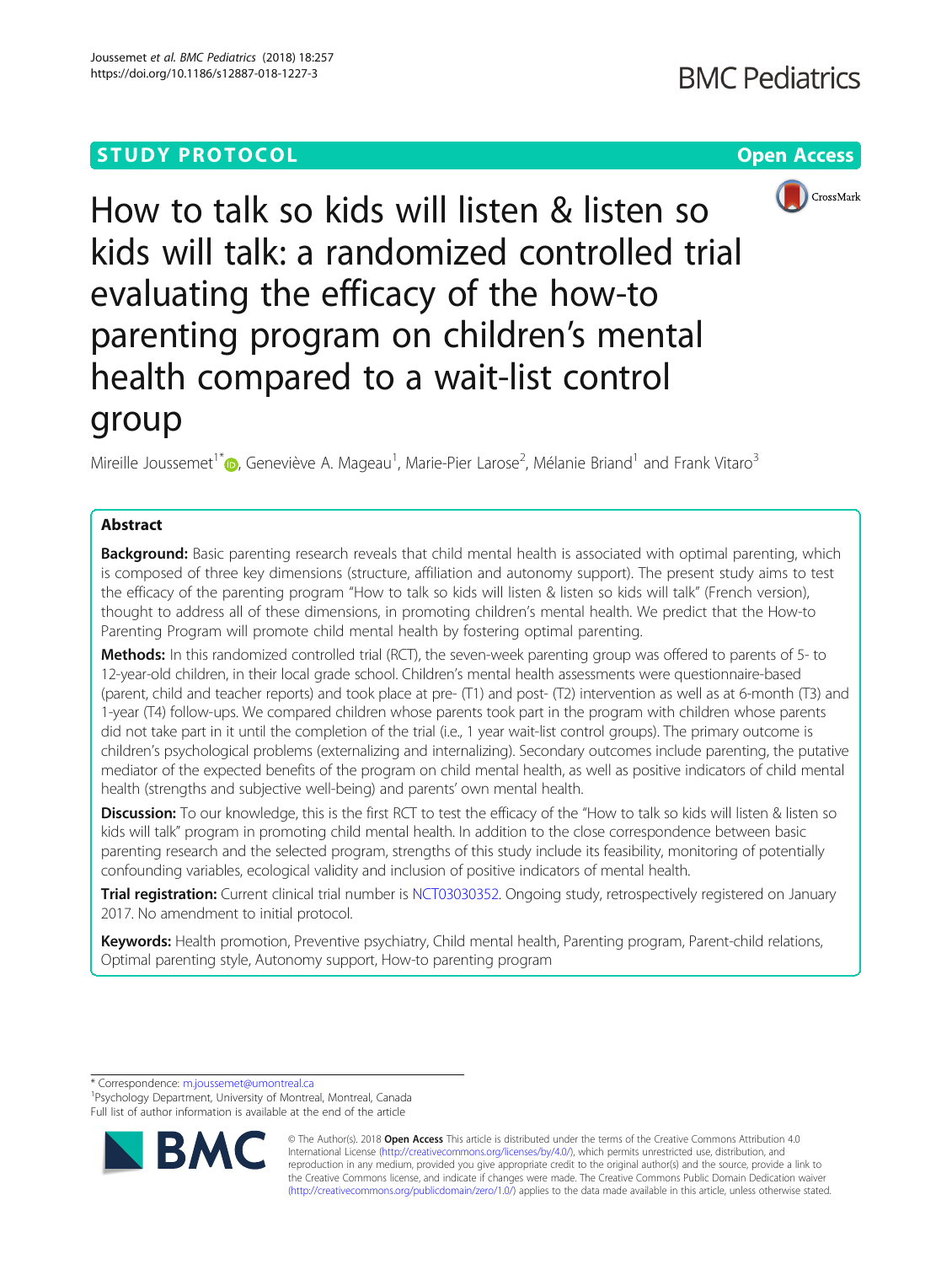STUDY PROTOCOL

Open Access

# How to talk so kids will listen & listen so kids will talk: a randomized controlled trial evaluating the efficacy of the how-to parenting program on children's mental health compared to a wait-list control group

Mireille Joussemet[1*], Geneviève A. Mageau[1], Marie-Pier Larose[2], Mélanie Briand[1] and Frank Vitaro[3]

## Abstract

**Background:** Basic parenting research reveals that child mental health is associated with optimal parenting, which is composed of three key dimensions (structure, affiliation and autonomy support). The present study aims to test the efficacy of the parenting program "How to talk so kids will listen & listen so kids will talk" (French version), thought to address all of these dimensions, in promoting children's mental health. We predict that the How-to Parenting Program will promote child mental health by fostering optimal parenting.

**Methods:** In this randomized controlled trial (RCT), the seven-week parenting group was offered to parents of 5- to 12-year-old children, in their local grade school. Children's mental health assessments were questionnaire-based (parent, child and teacher reports) and took place at pre- (T1) and post- (T2) intervention as well as at 6-month (T3) and 1-year (T4) follow-ups. We compared children whose parents took part in the program with children whose parents did not take part in it until the completion of the trial (i.e., 1 year wait-list control groups). The primary outcome is children's psychological problems (externalizing and internalizing). Secondary outcomes include parenting, the putative mediator of the expected benefits of the program on child mental health, as well as positive indicators of child mental health (strengths and subjective well-being) and parents' own mental health.

**Discussion:** To our knowledge, this is the first RCT to test the efficacy of the "How to talk so kids will listen & listen so kids will talk" program in promoting child mental health. In addition to the close correspondence between basic parenting research and the selected program, strengths of this study include its feasibility, monitoring of potentially confounding variables, ecological validity and inclusion of positive indicators of mental health.

**Trial registration:** Current clinical trial number is NCT03030352. Ongoing study, retrospectively registered on January 2017. No amendment to initial protocol.

**Keywords:** Health promotion, Preventive psychiatry, Child mental health, Parenting program, Parent-child relations, Optimal parenting style, Autonomy support, How-to parenting program

\* Correspondence: m.joussemet@umontreal.ca

[1]Psychology Department, University of Montreal, Montreal, Canada

Full list of author information is available at the end of the article

© The Author(s). 2018 **Open Access** This article is distributed under the terms of the Creative Commons Attribution 4.0 International License (http://creativecommons.org/licenses/by/4.0/), which permits unrestricted use, distribution, and reproduction in any medium, provided you give appropriate credit to the original author(s) and the source, provide a link to the Creative Commons license, and indicate if changes were made. The Creative Commons Public Domain Dedication waiver (http://creativecommons.org/publicdomain/zero/1.0/) applies to the data made available in this article, unless otherwise stated.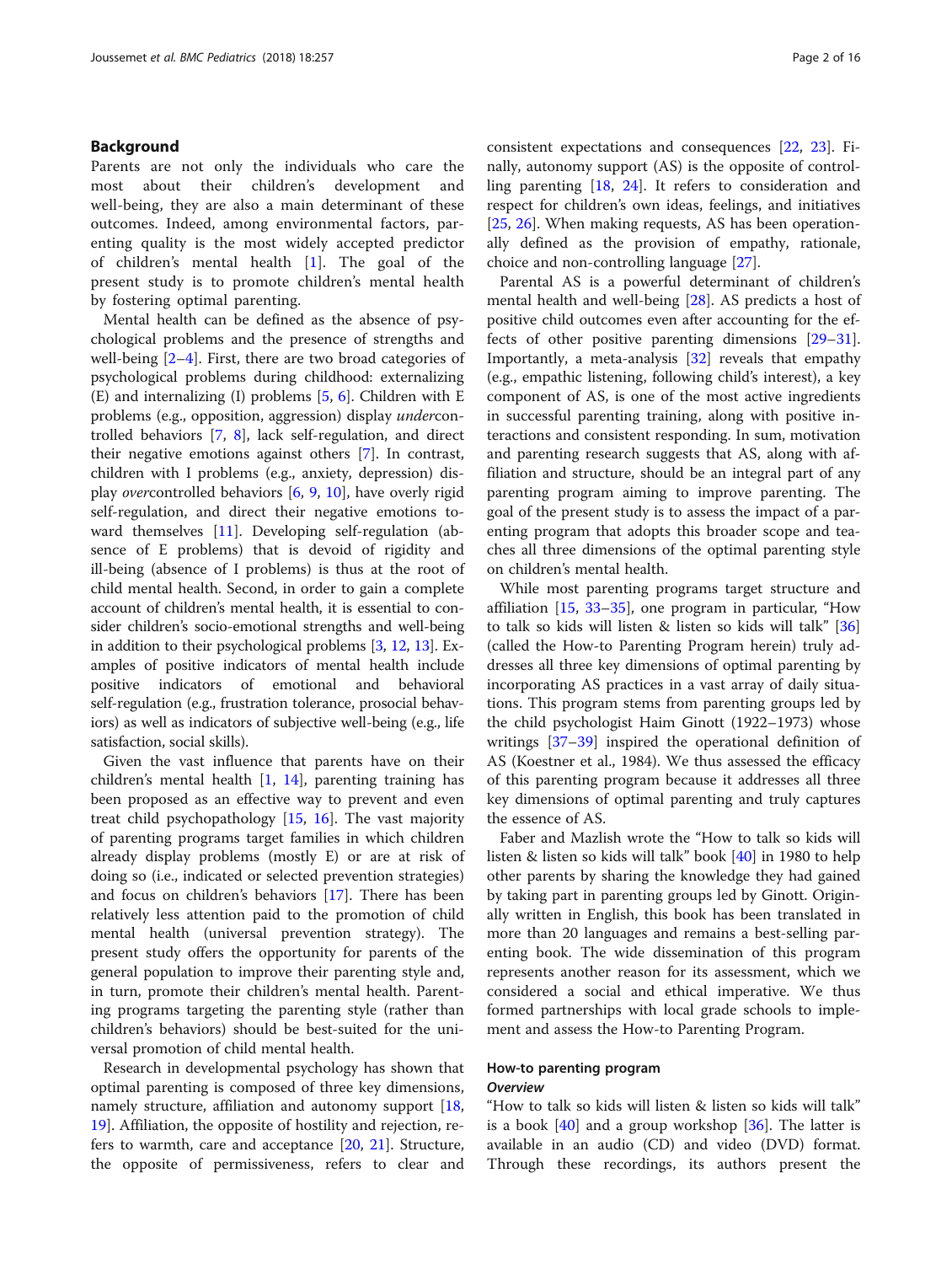## Background

Parents are not only the individuals who care the most about their children's development and well-being, they are also a main determinant of these outcomes. Indeed, among environmental factors, parenting quality is the most widely accepted predictor of children's mental health [1]. The goal of the present study is to promote children's mental health by fostering optimal parenting.

Mental health can be defined as the absence of psychological problems and the presence of strengths and well-being [2–4]. First, there are two broad categories of psychological problems during childhood: externalizing (E) and internalizing (I) problems [5, 6]. Children with E problems (e.g., opposition, aggression) display *under*controlled behaviors [7, 8], lack self-regulation, and direct their negative emotions against others [7]. In contrast, children with I problems (e.g., anxiety, depression) display *over*controlled behaviors [6, 9, 10], have overly rigid self-regulation, and direct their negative emotions toward themselves [11]. Developing self-regulation (absence of E problems) that is devoid of rigidity and ill-being (absence of I problems) is thus at the root of child mental health. Second, in order to gain a complete account of children's mental health, it is essential to consider children's socio-emotional strengths and well-being in addition to their psychological problems [3, 12, 13]. Examples of positive indicators of mental health include positive indicators of emotional and behavioral self-regulation (e.g., frustration tolerance, prosocial behaviors) as well as indicators of subjective well-being (e.g., life satisfaction, social skills).

Given the vast influence that parents have on their children's mental health [1, 14], parenting training has been proposed as an effective way to prevent and even treat child psychopathology [15, 16]. The vast majority of parenting programs target families in which children already display problems (mostly E) or are at risk of doing so (i.e., indicated or selected prevention strategies) and focus on children's behaviors [17]. There has been relatively less attention paid to the promotion of child mental health (universal prevention strategy). The present study offers the opportunity for parents of the general population to improve their parenting style and, in turn, promote their children's mental health. Parenting programs targeting the parenting style (rather than children's behaviors) should be best-suited for the universal promotion of child mental health.

Research in developmental psychology has shown that optimal parenting is composed of three key dimensions, namely structure, affiliation and autonomy support [18, 19]. Affiliation, the opposite of hostility and rejection, refers to warmth, care and acceptance [20, 21]. Structure, the opposite of permissiveness, refers to clear and consistent expectations and consequences [22, 23]. Finally, autonomy support (AS) is the opposite of controlling parenting [18, 24]. It refers to consideration and respect for children's own ideas, feelings, and initiatives [25, 26]. When making requests, AS has been operationally defined as the provision of empathy, rationale, choice and non-controlling language [27].

Parental AS is a powerful determinant of children's mental health and well-being [28]. AS predicts a host of positive child outcomes even after accounting for the effects of other positive parenting dimensions [29–31]. Importantly, a meta-analysis [32] reveals that empathy (e.g., empathic listening, following child's interest), a key component of AS, is one of the most active ingredients in successful parenting training, along with positive interactions and consistent responding. In sum, motivation and parenting research suggests that AS, along with affiliation and structure, should be an integral part of any parenting program aiming to improve parenting. The goal of the present study is to assess the impact of a parenting program that adopts this broader scope and teaches all three dimensions of the optimal parenting style on children's mental health.

While most parenting programs target structure and affiliation [15, 33–35], one program in particular, "How to talk so kids will listen & listen so kids will talk" [36] (called the How-to Parenting Program herein) truly addresses all three key dimensions of optimal parenting by incorporating AS practices in a vast array of daily situations. This program stems from parenting groups led by the child psychologist Haim Ginott (1922–1973) whose writings [37–39] inspired the operational definition of AS (Koestner et al., 1984). We thus assessed the efficacy of this parenting program because it addresses all three key dimensions of optimal parenting and truly captures the essence of AS.

Faber and Mazlish wrote the "How to talk so kids will listen & listen so kids will talk" book [40] in 1980 to help other parents by sharing the knowledge they had gained by taking part in parenting groups led by Ginott. Originally written in English, this book has been translated in more than 20 languages and remains a best-selling parenting book. The wide dissemination of this program represents another reason for its assessment, which we considered a social and ethical imperative. We thus formed partnerships with local grade schools to implement and assess the How-to Parenting Program.

### How-to parenting program

#### *Overview*

"How to talk so kids will listen & listen so kids will talk" is a book [40] and a group workshop [36]. The latter is available in an audio (CD) and video (DVD) format. Through these recordings, its authors present the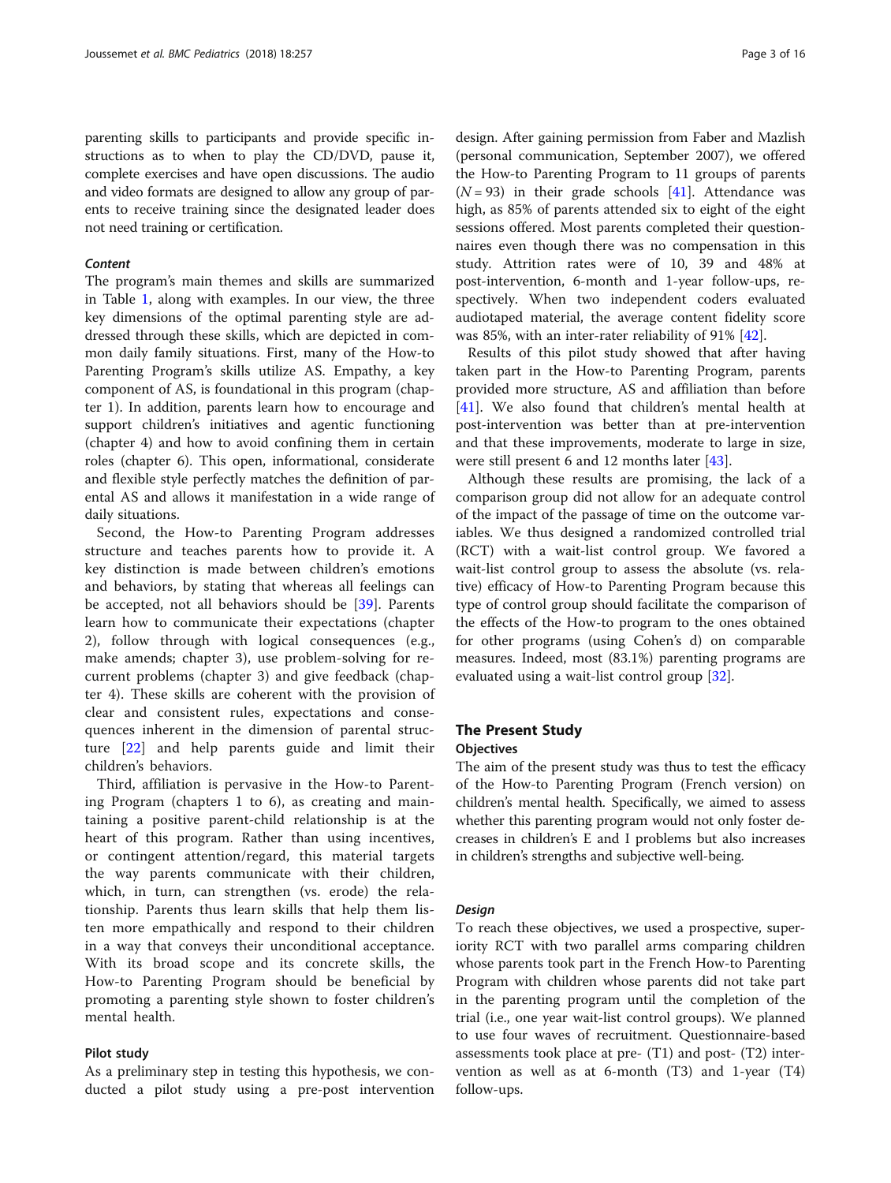parenting skills to participants and provide specific instructions as to when to play the CD/DVD, pause it, complete exercises and have open discussions. The audio and video formats are designed to allow any group of parents to receive training since the designated leader does not need training or certification.

#### *Content*

The program's main themes and skills are summarized in Table 1, along with examples. In our view, the three key dimensions of the optimal parenting style are addressed through these skills, which are depicted in common daily family situations. First, many of the How-to Parenting Program's skills utilize AS. Empathy, a key component of AS, is foundational in this program (chapter 1). In addition, parents learn how to encourage and support children's initiatives and agentic functioning (chapter 4) and how to avoid confining them in certain roles (chapter 6). This open, informational, considerate and flexible style perfectly matches the definition of parental AS and allows it manifestation in a wide range of daily situations.

Second, the How-to Parenting Program addresses structure and teaches parents how to provide it. A key distinction is made between children's emotions and behaviors, by stating that whereas all feelings can be accepted, not all behaviors should be [39]. Parents learn how to communicate their expectations (chapter 2), follow through with logical consequences (e.g., make amends; chapter 3), use problem-solving for recurrent problems (chapter 3) and give feedback (chapter 4). These skills are coherent with the provision of clear and consistent rules, expectations and consequences inherent in the dimension of parental structure [22] and help parents guide and limit their children's behaviors.

Third, affiliation is pervasive in the How-to Parenting Program (chapters 1 to 6), as creating and maintaining a positive parent-child relationship is at the heart of this program. Rather than using incentives, or contingent attention/regard, this material targets the way parents communicate with their children, which, in turn, can strengthen (vs. erode) the relationship. Parents thus learn skills that help them listen more empathically and respond to their children in a way that conveys their unconditional acceptance. With its broad scope and its concrete skills, the How-to Parenting Program should be beneficial by promoting a parenting style shown to foster children's mental health.

### Pilot study

As a preliminary step in testing this hypothesis, we conducted a pilot study using a pre-post intervention design. After gaining permission from Faber and Mazlish (personal communication, September 2007), we offered the How-to Parenting Program to 11 groups of parents ($N = 93$) in their grade schools [41]. Attendance was high, as 85% of parents attended six to eight of the eight sessions offered. Most parents completed their questionnaires even though there was no compensation in this study. Attrition rates were of 10, 39 and 48% at post-intervention, 6-month and 1-year follow-ups, respectively. When two independent coders evaluated audiotaped material, the average content fidelity score was 85%, with an inter-rater reliability of 91% [42].

Results of this pilot study showed that after having taken part in the How-to Parenting Program, parents provided more structure, AS and affiliation than before [41]. We also found that children's mental health at post-intervention was better than at pre-intervention and that these improvements, moderate to large in size, were still present 6 and 12 months later [43].

Although these results are promising, the lack of a comparison group did not allow for an adequate control of the impact of the passage of time on the outcome variables. We thus designed a randomized controlled trial (RCT) with a wait-list control group. We favored a wait-list control group to assess the absolute (vs. relative) efficacy of How-to Parenting Program because this type of control group should facilitate the comparison of the effects of the How-to program to the ones obtained for other programs (using Cohen's d) on comparable measures. Indeed, most (83.1%) parenting programs are evaluated using a wait-list control group [32].

## The Present Study

### Objectives

The aim of the present study was thus to test the efficacy of the How-to Parenting Program (French version) on children's mental health. Specifically, we aimed to assess whether this parenting program would not only foster decreases in children's E and I problems but also increases in children's strengths and subjective well-being.

#### *Design*

To reach these objectives, we used a prospective, superiority RCT with two parallel arms comparing children whose parents took part in the French How-to Parenting Program with children whose parents did not take part in the parenting program until the completion of the trial (i.e., one year wait-list control groups). We planned to use four waves of recruitment. Questionnaire-based assessments took place at pre- (T1) and post- (T2) intervention as well as at 6-month (T3) and 1-year (T4) follow-ups.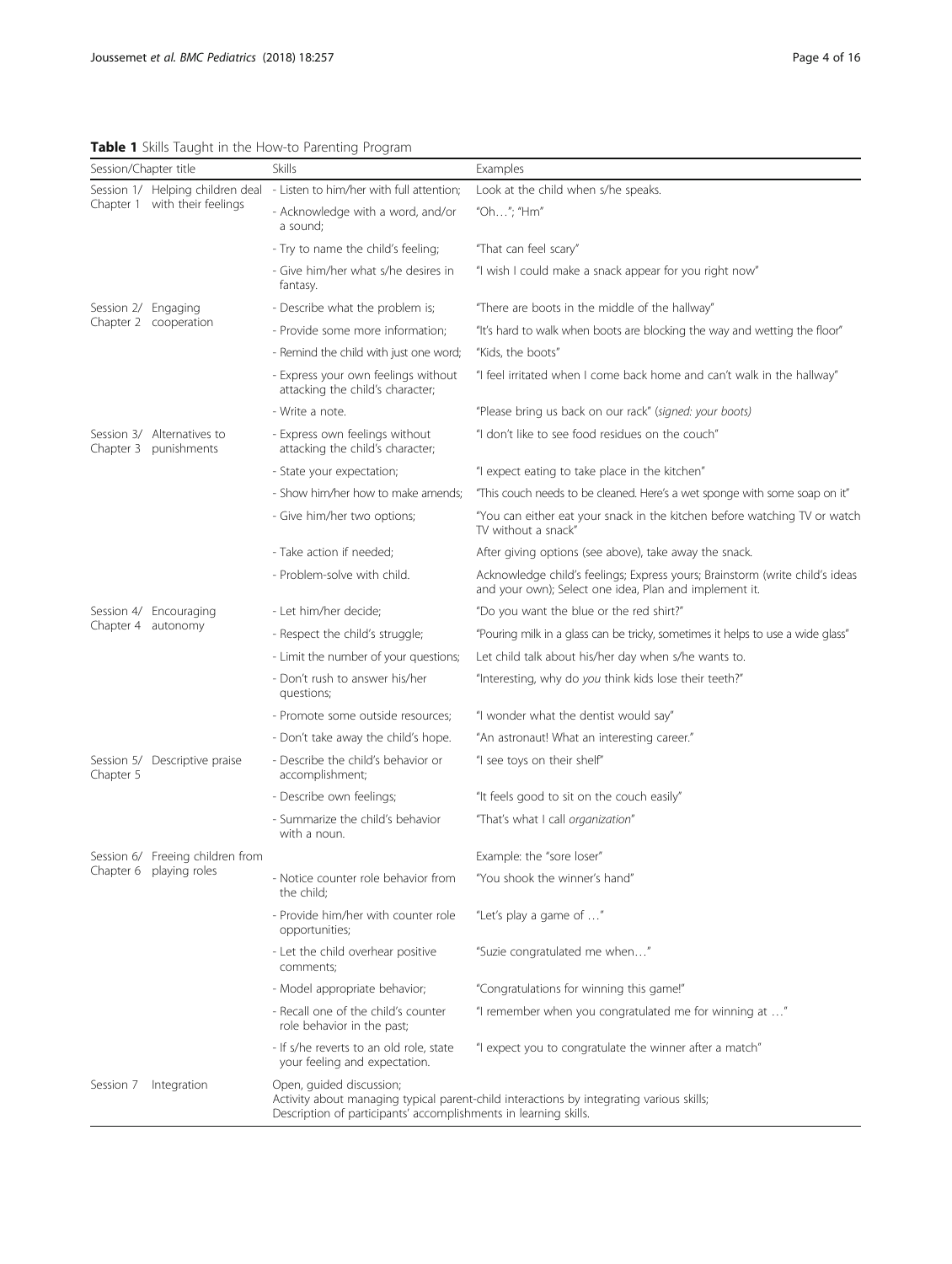**Table 1** Skills Taught in the How-to Parenting Program

| Session/Chapter title | Skills | Examples |
|---|---|---|
| Session 1/ Chapter 1 Helping children deal with their feelings | - Listen to him/her with full attention; | Look at the child when s/he speaks. |
| | - Acknowledge with a word, and/or a sound; | "Oh…"; "Hm" |
| | - Try to name the child's feeling; | "That can feel scary" |
| | - Give him/her what s/he desires in fantasy. | "I wish I could make a snack appear for you right now" |
| Session 2/ Chapter 2 Engaging cooperation | - Describe what the problem is; | "There are boots in the middle of the hallway" |
| | - Provide some more information; | "It's hard to walk when boots are blocking the way and wetting the floor" |
| | - Remind the child with just one word; | "Kids, the boots" |
| | - Express your own feelings without attacking the child's character; | "I feel irritated when I come back home and can't walk in the hallway" |
| | - Write a note. | "Please bring us back on our rack" (*signed: your boots)* |
| Session 3/ Chapter 3 Alternatives to punishments | - Express own feelings without attacking the child's character; | "I don't like to see food residues on the couch" |
| | - State your expectation; | "I expect eating to take place in the kitchen" |
| | - Show him/her how to make amends; | "This couch needs to be cleaned. Here's a wet sponge with some soap on it" |
| | - Give him/her two options; | "You can either eat your snack in the kitchen before watching TV or watch TV without a snack" |
| | - Take action if needed; | After giving options (see above), take away the snack. |
| | - Problem-solve with child. | Acknowledge child's feelings; Express yours; Brainstorm (write child's ideas and your own); Select one idea, Plan and implement it. |
| Session 4/ Chapter 4 Encouraging autonomy | - Let him/her decide; | "Do you want the blue or the red shirt?" |
| | - Respect the child's struggle; | "Pouring milk in a glass can be tricky, sometimes it helps to use a wide glass" |
| | - Limit the number of your questions; | Let child talk about his/her day when s/he wants to. |
| | - Don't rush to answer his/her questions; | "Interesting, why do *you* think kids lose their teeth?" |
| | - Promote some outside resources; | "I wonder what the dentist would say" |
| | - Don't take away the child's hope. | "An astronaut! What an interesting career." |
| Session 5/ Chapter 5 Descriptive praise | - Describe the child's behavior or accomplishment; | "I see toys on their shelf" |
| | - Describe own feelings; | "It feels good to sit on the couch easily" |
| | - Summarize the child's behavior with a noun. | "That's what I call *organization*" |
| Session 6/ Chapter 6 Freeing children from playing roles | | Example: the "sore loser" |
| | - Notice counter role behavior from the child; | "You shook the winner's hand" |
| | - Provide him/her with counter role opportunities; | "Let's play a game of …" |
| | - Let the child overhear positive comments; | "Suzie congratulated me when…" |
| | - Model appropriate behavior; | "Congratulations for winning this game!" |
| | - Recall one of the child's counter role behavior in the past; | "I remember when you congratulated me for winning at …" |
| | - If s/he reverts to an old role, state your feeling and expectation. | "I expect you to congratulate the winner after a match" |
| Session 7 Integration | Open, guided discussion; Activity about managing typical parent-child interactions by integrating various skills; Description of participants' accomplishments in learning skills. | |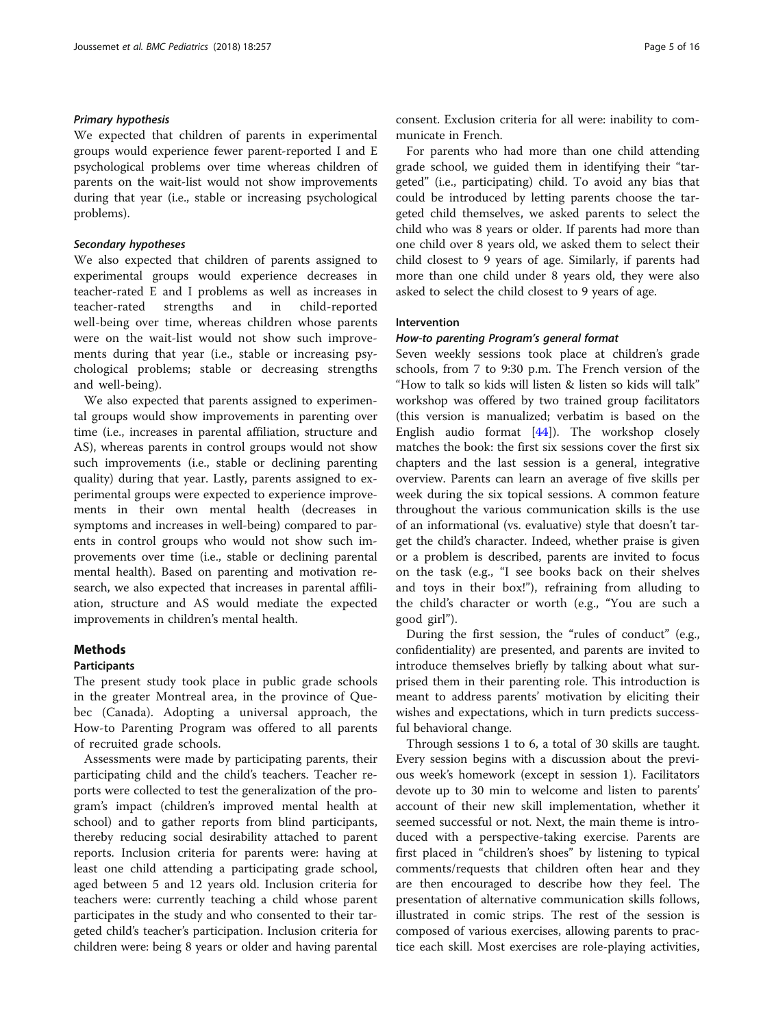#### *Primary hypothesis*

We expected that children of parents in experimental groups would experience fewer parent-reported I and E psychological problems over time whereas children of parents on the wait-list would not show improvements during that year (i.e., stable or increasing psychological problems).

#### *Secondary hypotheses*

We also expected that children of parents assigned to experimental groups would experience decreases in teacher-rated E and I problems as well as increases in teacher-rated strengths and in child-reported well-being over time, whereas children whose parents were on the wait-list would not show such improvements during that year (i.e., stable or increasing psychological problems; stable or decreasing strengths and well-being).

We also expected that parents assigned to experimental groups would show improvements in parenting over time (i.e., increases in parental affiliation, structure and AS), whereas parents in control groups would not show such improvements (i.e., stable or declining parenting quality) during that year. Lastly, parents assigned to experimental groups were expected to experience improvements in their own mental health (decreases in symptoms and increases in well-being) compared to parents in control groups who would not show such improvements over time (i.e., stable or declining parental mental health). Based on parenting and motivation research, we also expected that increases in parental affiliation, structure and AS would mediate the expected improvements in children's mental health.

## Methods

### Participants

The present study took place in public grade schools in the greater Montreal area, in the province of Quebec (Canada). Adopting a universal approach, the How-to Parenting Program was offered to all parents of recruited grade schools.

Assessments were made by participating parents, their participating child and the child's teachers. Teacher reports were collected to test the generalization of the program's impact (children's improved mental health at school) and to gather reports from blind participants, thereby reducing social desirability attached to parent reports. Inclusion criteria for parents were: having at least one child attending a participating grade school, aged between 5 and 12 years old. Inclusion criteria for teachers were: currently teaching a child whose parent participates in the study and who consented to their targeted child's teacher's participation. Inclusion criteria for children were: being 8 years or older and having parental consent. Exclusion criteria for all were: inability to communicate in French.

For parents who had more than one child attending grade school, we guided them in identifying their "targeted" (i.e., participating) child. To avoid any bias that could be introduced by letting parents choose the targeted child themselves, we asked parents to select the child who was 8 years or older. If parents had more than one child over 8 years old, we asked them to select their child closest to 9 years of age. Similarly, if parents had more than one child under 8 years old, they were also asked to select the child closest to 9 years of age.

### Intervention

#### *How-to parenting Program's general format*

Seven weekly sessions took place at children's grade schools, from 7 to 9:30 p.m. The French version of the "How to talk so kids will listen & listen so kids will talk" workshop was offered by two trained group facilitators (this version is manualized; verbatim is based on the English audio format [44]). The workshop closely matches the book: the first six sessions cover the first six chapters and the last session is a general, integrative overview. Parents can learn an average of five skills per week during the six topical sessions. A common feature throughout the various communication skills is the use of an informational (vs. evaluative) style that doesn't target the child's character. Indeed, whether praise is given or a problem is described, parents are invited to focus on the task (e.g., "I see books back on their shelves and toys in their box!"), refraining from alluding to the child's character or worth (e.g., "You are such a good girl").

During the first session, the "rules of conduct" (e.g., confidentiality) are presented, and parents are invited to introduce themselves briefly by talking about what surprised them in their parenting role. This introduction is meant to address parents' motivation by eliciting their wishes and expectations, which in turn predicts successful behavioral change.

Through sessions 1 to 6, a total of 30 skills are taught. Every session begins with a discussion about the previous week's homework (except in session 1). Facilitators devote up to 30 min to welcome and listen to parents' account of their new skill implementation, whether it seemed successful or not. Next, the main theme is introduced with a perspective-taking exercise. Parents are first placed in "children's shoes" by listening to typical comments/requests that children often hear and they are then encouraged to describe how they feel. The presentation of alternative communication skills follows, illustrated in comic strips. The rest of the session is composed of various exercises, allowing parents to practice each skill. Most exercises are role-playing activities,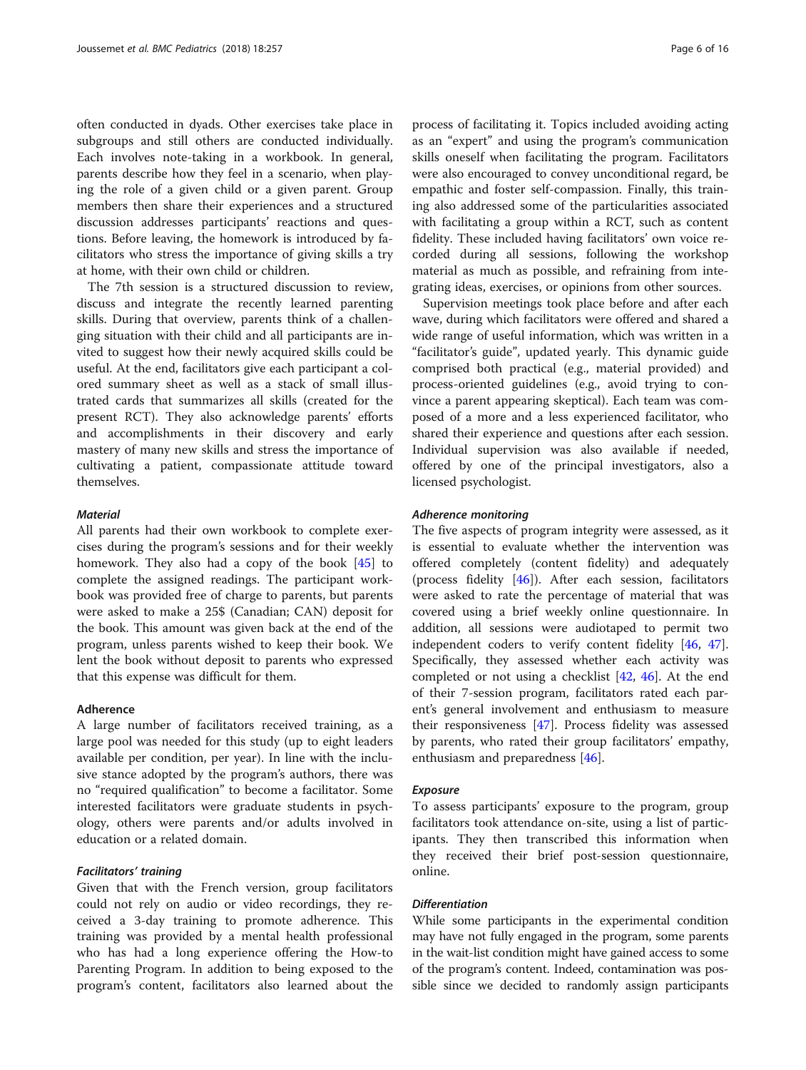often conducted in dyads. Other exercises take place in subgroups and still others are conducted individually. Each involves note-taking in a workbook. In general, parents describe how they feel in a scenario, when playing the role of a given child or a given parent. Group members then share their experiences and a structured discussion addresses participants' reactions and questions. Before leaving, the homework is introduced by facilitators who stress the importance of giving skills a try at home, with their own child or children.

The 7th session is a structured discussion to review, discuss and integrate the recently learned parenting skills. During that overview, parents think of a challenging situation with their child and all participants are invited to suggest how their newly acquired skills could be useful. At the end, facilitators give each participant a colored summary sheet as well as a stack of small illustrated cards that summarizes all skills (created for the present RCT). They also acknowledge parents' efforts and accomplishments in their discovery and early mastery of many new skills and stress the importance of cultivating a patient, compassionate attitude toward themselves.

#### *Material*

All parents had their own workbook to complete exercises during the program's sessions and for their weekly homework. They also had a copy of the book [45] to complete the assigned readings. The participant workbook was provided free of charge to parents, but parents were asked to make a 25$ (Canadian; CAN) deposit for the book. This amount was given back at the end of the program, unless parents wished to keep their book. We lent the book without deposit to parents who expressed that this expense was difficult for them.

### Adherence

A large number of facilitators received training, as a large pool was needed for this study (up to eight leaders available per condition, per year). In line with the inclusive stance adopted by the program's authors, there was no "required qualification" to become a facilitator. Some interested facilitators were graduate students in psychology, others were parents and/or adults involved in education or a related domain.

#### *Facilitators' training*

Given that with the French version, group facilitators could not rely on audio or video recordings, they received a 3-day training to promote adherence. This training was provided by a mental health professional who has had a long experience offering the How-to Parenting Program. In addition to being exposed to the program's content, facilitators also learned about the process of facilitating it. Topics included avoiding acting as an "expert" and using the program's communication skills oneself when facilitating the program. Facilitators were also encouraged to convey unconditional regard, be empathic and foster self-compassion. Finally, this training also addressed some of the particularities associated with facilitating a group within a RCT, such as content fidelity. These included having facilitators' own voice recorded during all sessions, following the workshop material as much as possible, and refraining from integrating ideas, exercises, or opinions from other sources.

Supervision meetings took place before and after each wave, during which facilitators were offered and shared a wide range of useful information, which was written in a "facilitator's guide", updated yearly. This dynamic guide comprised both practical (e.g., material provided) and process-oriented guidelines (e.g., avoid trying to convince a parent appearing skeptical). Each team was composed of a more and a less experienced facilitator, who shared their experience and questions after each session. Individual supervision was also available if needed, offered by one of the principal investigators, also a licensed psychologist.

#### *Adherence monitoring*

The five aspects of program integrity were assessed, as it is essential to evaluate whether the intervention was offered completely (content fidelity) and adequately (process fidelity [46]). After each session, facilitators were asked to rate the percentage of material that was covered using a brief weekly online questionnaire. In addition, all sessions were audiotaped to permit two independent coders to verify content fidelity [46, 47]. Specifically, they assessed whether each activity was completed or not using a checklist [42, 46]. At the end of their 7-session program, facilitators rated each parent's general involvement and enthusiasm to measure their responsiveness [47]. Process fidelity was assessed by parents, who rated their group facilitators' empathy, enthusiasm and preparedness [46].

#### *Exposure*

To assess participants' exposure to the program, group facilitators took attendance on-site, using a list of participants. They then transcribed this information when they received their brief post-session questionnaire, online.

#### *Differentiation*

While some participants in the experimental condition may have not fully engaged in the program, some parents in the wait-list condition might have gained access to some of the program's content. Indeed, contamination was possible since we decided to randomly assign participants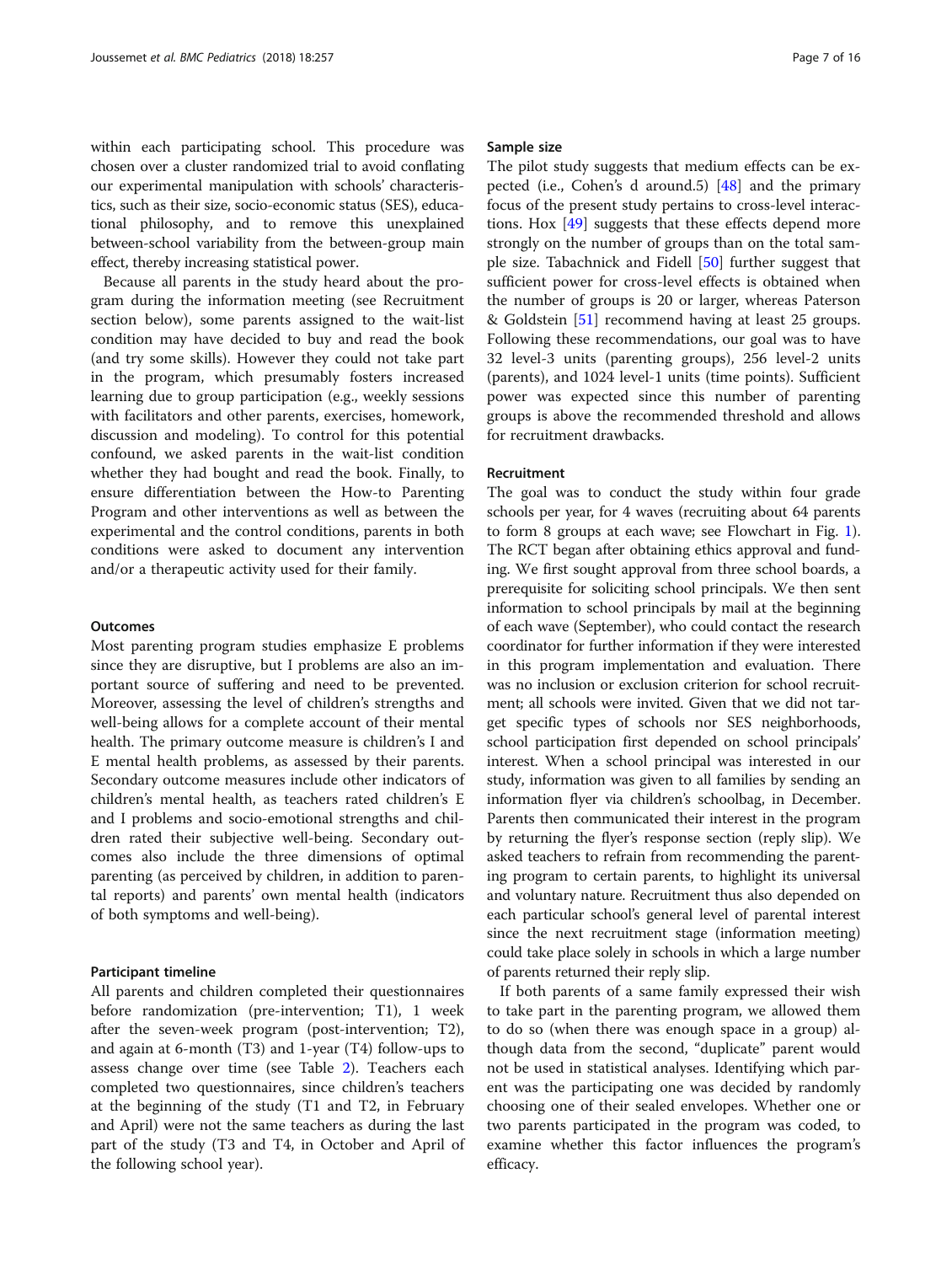within each participating school. This procedure was chosen over a cluster randomized trial to avoid conflating our experimental manipulation with schools' characteristics, such as their size, socio-economic status (SES), educational philosophy, and to remove this unexplained between-school variability from the between-group main effect, thereby increasing statistical power.

Because all parents in the study heard about the program during the information meeting (see Recruitment section below), some parents assigned to the wait-list condition may have decided to buy and read the book (and try some skills). However they could not take part in the program, which presumably fosters increased learning due to group participation (e.g., weekly sessions with facilitators and other parents, exercises, homework, discussion and modeling). To control for this potential confound, we asked parents in the wait-list condition whether they had bought and read the book. Finally, to ensure differentiation between the How-to Parenting Program and other interventions as well as between the experimental and the control conditions, parents in both conditions were asked to document any intervention and/or a therapeutic activity used for their family.

#### Outcomes

Most parenting program studies emphasize E problems since they are disruptive, but I problems are also an important source of suffering and need to be prevented. Moreover, assessing the level of children's strengths and well-being allows for a complete account of their mental health. The primary outcome measure is children's I and E mental health problems, as assessed by their parents. Secondary outcome measures include other indicators of children's mental health, as teachers rated children's E and I problems and socio-emotional strengths and children rated their subjective well-being. Secondary outcomes also include the three dimensions of optimal parenting (as perceived by children, in addition to parental reports) and parents' own mental health (indicators of both symptoms and well-being).

#### Participant timeline

All parents and children completed their questionnaires before randomization (pre-intervention; T1), 1 week after the seven-week program (post-intervention; T2), and again at 6-month (T3) and 1-year (T4) follow-ups to assess change over time (see Table 2). Teachers each completed two questionnaires, since children's teachers at the beginning of the study (T1 and T2, in February and April) were not the same teachers as during the last part of the study (T3 and T4, in October and April of the following school year).

#### Sample size

The pilot study suggests that medium effects can be expected (i.e., Cohen's d around.5) [48] and the primary focus of the present study pertains to cross-level interactions. Hox [49] suggests that these effects depend more strongly on the number of groups than on the total sample size. Tabachnick and Fidell [50] further suggest that sufficient power for cross-level effects is obtained when the number of groups is 20 or larger, whereas Paterson & Goldstein [51] recommend having at least 25 groups. Following these recommendations, our goal was to have 32 level-3 units (parenting groups), 256 level-2 units (parents), and 1024 level-1 units (time points). Sufficient power was expected since this number of parenting groups is above the recommended threshold and allows for recruitment drawbacks.

#### Recruitment

The goal was to conduct the study within four grade schools per year, for 4 waves (recruiting about 64 parents to form 8 groups at each wave; see Flowchart in Fig. 1). The RCT began after obtaining ethics approval and funding. We first sought approval from three school boards, a prerequisite for soliciting school principals. We then sent information to school principals by mail at the beginning of each wave (September), who could contact the research coordinator for further information if they were interested in this program implementation and evaluation. There was no inclusion or exclusion criterion for school recruitment; all schools were invited. Given that we did not target specific types of schools nor SES neighborhoods, school participation first depended on school principals' interest. When a school principal was interested in our study, information was given to all families by sending an information flyer via children's schoolbag, in December. Parents then communicated their interest in the program by returning the flyer's response section (reply slip). We asked teachers to refrain from recommending the parenting program to certain parents, to highlight its universal and voluntary nature. Recruitment thus also depended on each particular school's general level of parental interest since the next recruitment stage (information meeting) could take place solely in schools in which a large number of parents returned their reply slip.

If both parents of a same family expressed their wish to take part in the parenting program, we allowed them to do so (when there was enough space in a group) although data from the second, "duplicate" parent would not be used in statistical analyses. Identifying which parent was the participating one was decided by randomly choosing one of their sealed envelopes. Whether one or two parents participated in the program was coded, to examine whether this factor influences the program's efficacy.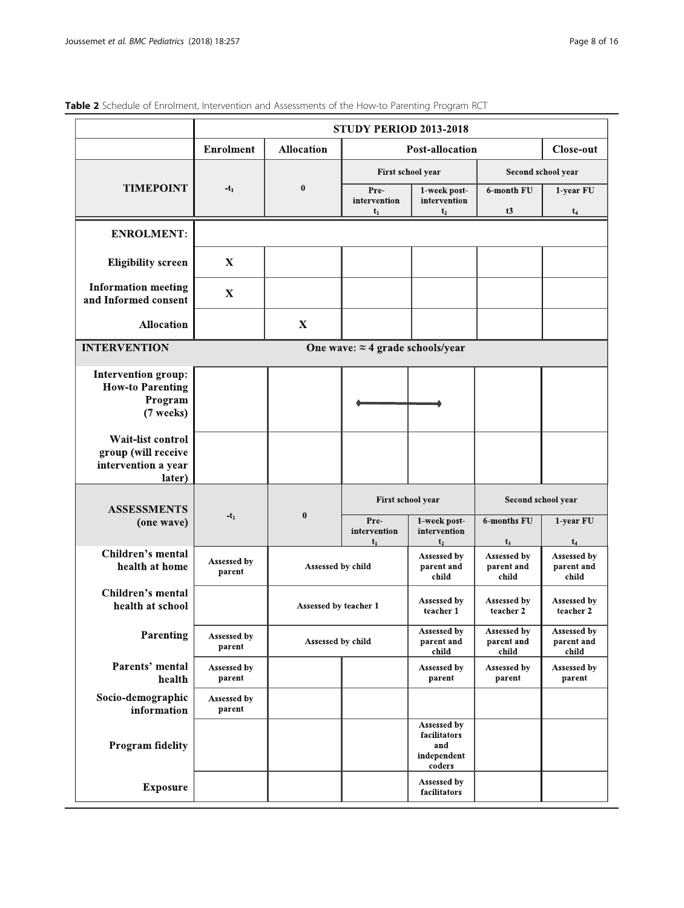**Table 2** Schedule of Enrolment, Intervention and Assessments of the How-to Parenting Program RCT

| | STUDY PERIOD 2013-2018 | | | | | |
|---|---|---|---|---|---|---|
| | **Enrolment** | **Allocation** | **Post-allocation** | | | **Close-out** |
| | | | First school year | | Second school year | |
| **TIMEPOINT** | $-t_1$ | 0 | Pre-intervention $t_1$ | 1-week post-intervention $t_2$ | 6-month FU t3 | 1-year FU $t_4$ |
| **ENROLMENT:** | | | | | | |
| **Eligibility screen** | X | | | | | |
| **Information meeting and Informed consent** | X | | | | | |
| **Allocation** | | X | | | | |
| **INTERVENTION** | One wave: ≈ 4 grade schools/year | | | | | |
| **Intervention group: How-to Parenting Program (7 weeks)** | | | ♦———— | ————♦ | | |
| **Wait-list control group (will receive intervention a year later)** | | | | | | |
| **ASSESSMENTS (one wave)** | | | First school year | | Second school year | |
| | $-t_1$ | 0 | Pre-intervention $t_1$ | 1-week post-intervention $t_2$ | 6-months FU $t_3$ | 1-year FU $t_4$ |
| **Children's mental health at home** | Assessed by parent | Assessed by child | | Assessed by parent and child | Assessed by parent and child | Assessed by parent and child |
| **Children's mental health at school** | | Assessed by teacher 1 | | Assessed by teacher 1 | Assessed by teacher 2 | Assessed by teacher 2 |
| **Parenting** | Assessed by parent | Assessed by child | | Assessed by parent and child | Assessed by parent and child | Assessed by parent and child |
| **Parents' mental health** | Assessed by parent | | | Assessed by parent | Assessed by parent | Assessed by parent |
| **Socio-demographic information** | Assessed by parent | | | | | |
| **Program fidelity** | | | | Assessed by facilitators and independent coders | | |
| **Exposure** | | | | Assessed by facilitators | | |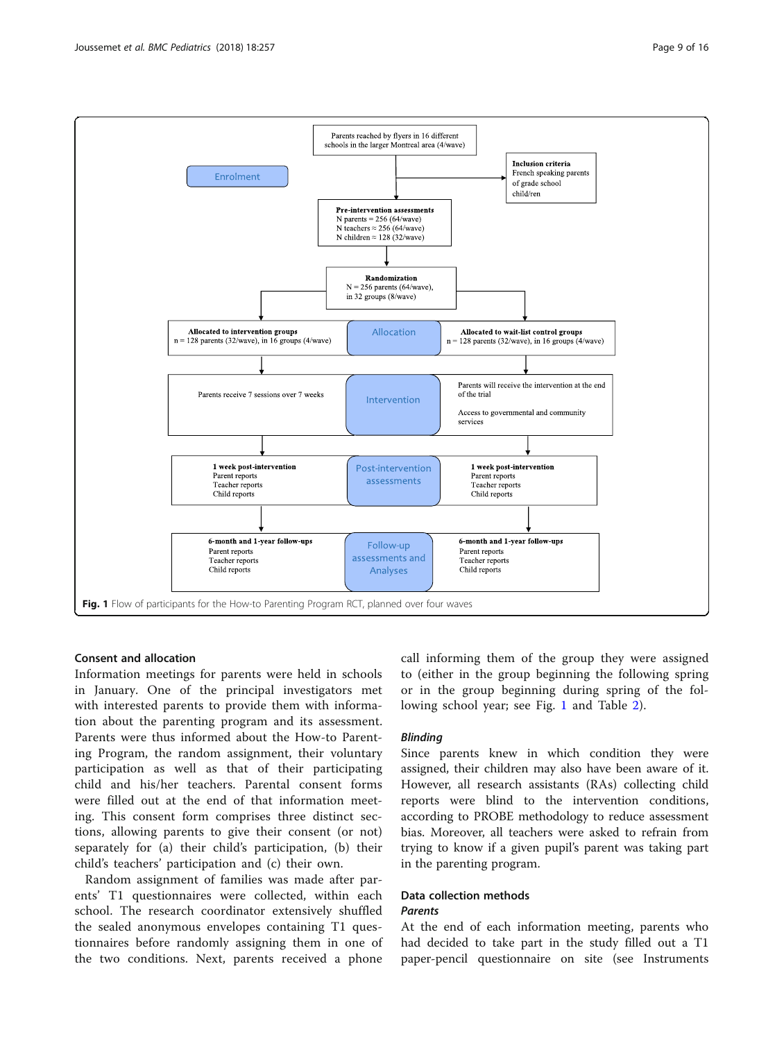Parents reached by flyers in 16 different schools in the larger Montreal area (4/wave)

Enrolment

**Inclusion criteria**
French speaking parents of grade school child/ren

**Pre-intervention assessments**
N parents = 256 (64/wave)
N teachers ≈ 256 (64/wave)
N children ≈ 128 (32/wave)

**Randomization**
N = 256 parents (64/wave), in 32 groups (8/wave)

| **Allocated to intervention groups** n = 128 parents (32/wave), in 16 groups (4/wave) | Allocation | **Allocated to wait-list control groups** n = 128 parents (32/wave), in 16 groups (4/wave) |
|---|---|---|
| Parents receive 7 sessions over 7 weeks | Intervention | Parents will receive the intervention at the end of the trial. Access to governmental and community services |
| **1 week post-intervention** Parent reports, Teacher reports, Child reports | Post-intervention assessments | **1 week post-intervention** Parent reports, Teacher reports, Child reports |
| **6-month and 1-year follow-ups** Parent reports, Teacher reports, Child reports | Follow-up assessments and Analyses | **6-month and 1-year follow-ups** Parent reports, Teacher reports, Child reports |

**Fig. 1** Flow of participants for the How-to Parenting Program RCT, planned over four waves

## Consent and allocation

Information meetings for parents were held in schools in January. One of the principal investigators met with interested parents to provide them with information about the parenting program and its assessment. Parents were thus informed about the How-to Parenting Program, the random assignment, their voluntary participation as well as that of their participating child and his/her teachers. Parental consent forms were filled out at the end of that information meeting. This consent form comprises three distinct sections, allowing parents to give their consent (or not) separately for (a) their child's participation, (b) their child's teachers' participation and (c) their own.

Random assignment of families was made after parents' T1 questionnaires were collected, within each school. The research coordinator extensively shuffled the sealed anonymous envelopes containing T1 questionnaires before randomly assigning them in one of the two conditions. Next, parents received a phone call informing them of the group they were assigned to (either in the group beginning the following spring or in the group beginning during spring of the following school year; see Fig. 1 and Table 2).

### *Blinding*

Since parents knew in which condition they were assigned, their children may also have been aware of it. However, all research assistants (RAs) collecting child reports were blind to the intervention conditions, according to PROBE methodology to reduce assessment bias. Moreover, all teachers were asked to refrain from trying to know if a given pupil's parent was taking part in the parenting program.

## Data collection methods

### *Parents*

At the end of each information meeting, parents who had decided to take part in the study filled out a T1 paper-pencil questionnaire on site (see Instruments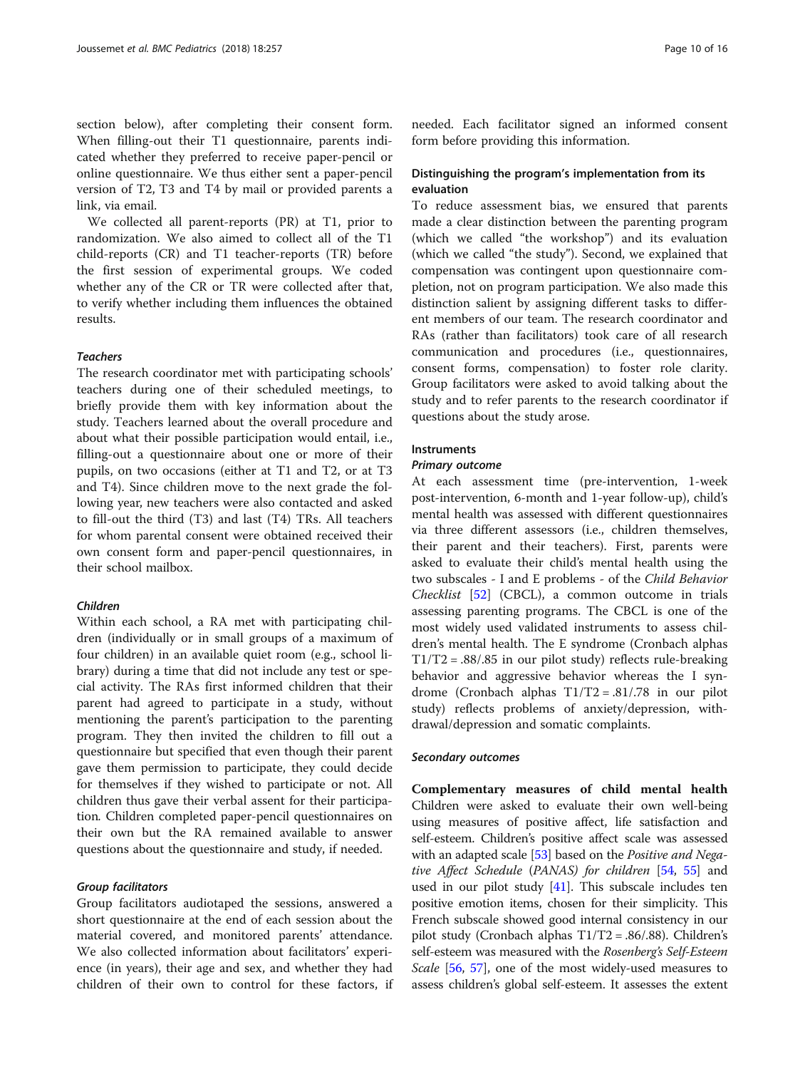section below), after completing their consent form. When filling-out their T1 questionnaire, parents indicated whether they preferred to receive paper-pencil or online questionnaire. We thus either sent a paper-pencil version of T2, T3 and T4 by mail or provided parents a link, via email.

We collected all parent-reports (PR) at T1, prior to randomization. We also aimed to collect all of the T1 child-reports (CR) and T1 teacher-reports (TR) before the first session of experimental groups. We coded whether any of the CR or TR were collected after that, to verify whether including them influences the obtained results.

#### *Teachers*

The research coordinator met with participating schools' teachers during one of their scheduled meetings, to briefly provide them with key information about the study. Teachers learned about the overall procedure and about what their possible participation would entail, i.e., filling-out a questionnaire about one or more of their pupils, on two occasions (either at T1 and T2, or at T3 and T4). Since children move to the next grade the following year, new teachers were also contacted and asked to fill-out the third (T3) and last (T4) TRs. All teachers for whom parental consent were obtained received their own consent form and paper-pencil questionnaires, in their school mailbox.

#### *Children*

Within each school, a RA met with participating children (individually or in small groups of a maximum of four children) in an available quiet room (e.g., school library) during a time that did not include any test or special activity. The RAs first informed children that their parent had agreed to participate in a study, without mentioning the parent's participation to the parenting program. They then invited the children to fill out a questionnaire but specified that even though their parent gave them permission to participate, they could decide for themselves if they wished to participate or not. All children thus gave their verbal assent for their participation. Children completed paper-pencil questionnaires on their own but the RA remained available to answer questions about the questionnaire and study, if needed.

#### *Group facilitators*

Group facilitators audiotaped the sessions, answered a short questionnaire at the end of each session about the material covered, and monitored parents' attendance. We also collected information about facilitators' experience (in years), their age and sex, and whether they had children of their own to control for these factors, if needed. Each facilitator signed an informed consent form before providing this information.

### Distinguishing the program's implementation from its evaluation

To reduce assessment bias, we ensured that parents made a clear distinction between the parenting program (which we called "the workshop") and its evaluation (which we called "the study"). Second, we explained that compensation was contingent upon questionnaire completion, not on program participation. We also made this distinction salient by assigning different tasks to different members of our team. The research coordinator and RAs (rather than facilitators) took care of all research communication and procedures (i.e., questionnaires, consent forms, compensation) to foster role clarity. Group facilitators were asked to avoid talking about the study and to refer parents to the research coordinator if questions about the study arose.

### Instruments

#### *Primary outcome*

At each assessment time (pre-intervention, 1-week post-intervention, 6-month and 1-year follow-up), child's mental health was assessed with different questionnaires via three different assessors (i.e., children themselves, their parent and their teachers). First, parents were asked to evaluate their child's mental health using the two subscales - I and E problems - of the *Child Behavior Checklist* [52] (CBCL), a common outcome in trials assessing parenting programs. The CBCL is one of the most widely used validated instruments to assess children's mental health. The E syndrome (Cronbach alphas T1/T2 = .88/.85 in our pilot study) reflects rule-breaking behavior and aggressive behavior whereas the I syndrome (Cronbach alphas T1/T2 = .81/.78 in our pilot study) reflects problems of anxiety/depression, withdrawal/depression and somatic complaints.

#### *Secondary outcomes*

**Complementary measures of child mental health** Children were asked to evaluate their own well-being using measures of positive affect, life satisfaction and self-esteem. Children's positive affect scale was assessed with an adapted scale [53] based on the *Positive and Negative Affect Schedule* (*PANAS*) *for children* [54, 55] and used in our pilot study [41]. This subscale includes ten positive emotion items, chosen for their simplicity. This French subscale showed good internal consistency in our pilot study (Cronbach alphas T1/T2 = .86/.88). Children's self-esteem was measured with the *Rosenberg's Self-Esteem Scale* [56, 57], one of the most widely-used measures to assess children's global self-esteem. It assesses the extent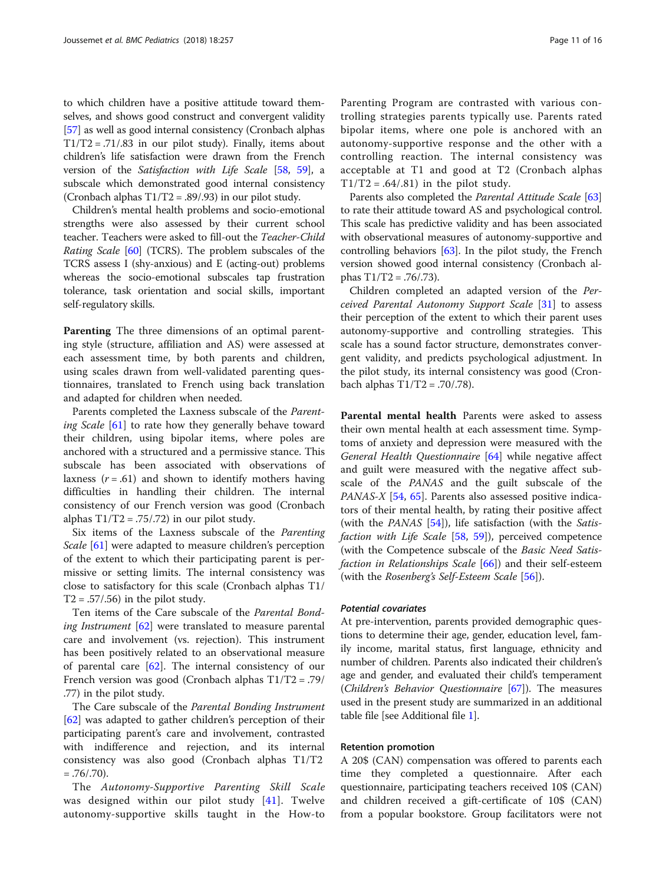to which children have a positive attitude toward themselves, and shows good construct and convergent validity [57] as well as good internal consistency (Cronbach alphas T1/T2 = .71/.83 in our pilot study). Finally, items about children's life satisfaction were drawn from the French version of the *Satisfaction with Life Scale* [58, 59], a subscale which demonstrated good internal consistency (Cronbach alphas T1/T2 = .89/.93) in our pilot study.

Children's mental health problems and socio-emotional strengths were also assessed by their current school teacher. Teachers were asked to fill-out the *Teacher-Child Rating Scale* [60] (TCRS). The problem subscales of the TCRS assess I (shy-anxious) and E (acting-out) problems whereas the socio-emotional subscales tap frustration tolerance, task orientation and social skills, important self-regulatory skills.

**Parenting** The three dimensions of an optimal parenting style (structure, affiliation and AS) were assessed at each assessment time, by both parents and children, using scales drawn from well-validated parenting questionnaires, translated to French using back translation and adapted for children when needed.

Parents completed the Laxness subscale of the *Parenting Scale* [61] to rate how they generally behave toward their children, using bipolar items, where poles are anchored with a structured and a permissive stance. This subscale has been associated with observations of laxness ($r = .61$) and shown to identify mothers having difficulties in handling their children. The internal consistency of our French version was good (Cronbach alphas T1/T2 = .75/.72) in our pilot study.

Six items of the Laxness subscale of the *Parenting Scale* [61] were adapted to measure children's perception of the extent to which their participating parent is permissive or setting limits. The internal consistency was close to satisfactory for this scale (Cronbach alphas T1/T2 = .57/.56) in the pilot study.

Ten items of the Care subscale of the *Parental Bonding Instrument* [62] were translated to measure parental care and involvement (vs. rejection). This instrument has been positively related to an observational measure of parental care [62]. The internal consistency of our French version was good (Cronbach alphas T1/T2 = .79/.77) in the pilot study.

The Care subscale of the *Parental Bonding Instrument* [62] was adapted to gather children's perception of their participating parent's care and involvement, contrasted with indifference and rejection, and its internal consistency was also good (Cronbach alphas T1/T2 = .76/.70).

The *Autonomy-Supportive Parenting Skill Scale* was designed within our pilot study [41]. Twelve autonomy-supportive skills taught in the How-to Parenting Program are contrasted with various controlling strategies parents typically use. Parents rated bipolar items, where one pole is anchored with an autonomy-supportive response and the other with a controlling reaction. The internal consistency was acceptable at T1 and good at T2 (Cronbach alphas T1/T2 = .64/.81) in the pilot study.

Parents also completed the *Parental Attitude Scale* [63] to rate their attitude toward AS and psychological control. This scale has predictive validity and has been associated with observational measures of autonomy-supportive and controlling behaviors [63]. In the pilot study, the French version showed good internal consistency (Cronbach alphas T1/T2 = .76/.73).

Children completed an adapted version of the *Perceived Parental Autonomy Support Scale* [31] to assess their perception of the extent to which their parent uses autonomy-supportive and controlling strategies. This scale has a sound factor structure, demonstrates convergent validity, and predicts psychological adjustment. In the pilot study, its internal consistency was good (Cronbach alphas T1/T2 = .70/.78).

**Parental mental health** Parents were asked to assess their own mental health at each assessment time. Symptoms of anxiety and depression were measured with the *General Health Questionnaire* [64] while negative affect and guilt were measured with the negative affect subscale of the *PANAS* and the guilt subscale of the *PANAS-X* [54, 65]. Parents also assessed positive indicators of their mental health, by rating their positive affect (with the *PANAS* [54]), life satisfaction (with the *Satisfaction with Life Scale* [58, 59]), perceived competence (with the Competence subscale of the *Basic Need Satisfaction in Relationships Scale* [66]) and their self-esteem (with the *Rosenberg's Self-Esteem Scale* [56]).

#### *Potential covariates*

At pre-intervention, parents provided demographic questions to determine their age, gender, education level, family income, marital status, first language, ethnicity and number of children. Parents also indicated their children's age and gender, and evaluated their child's temperament (*Children's Behavior Questionnaire* [67]). The measures used in the present study are summarized in an additional table file [see Additional file 1].

### Retention promotion

A 20$ (CAN) compensation was offered to parents each time they completed a questionnaire. After each questionnaire, participating teachers received 10$ (CAN) and children received a gift-certificate of 10$ (CAN) from a popular bookstore. Group facilitators were not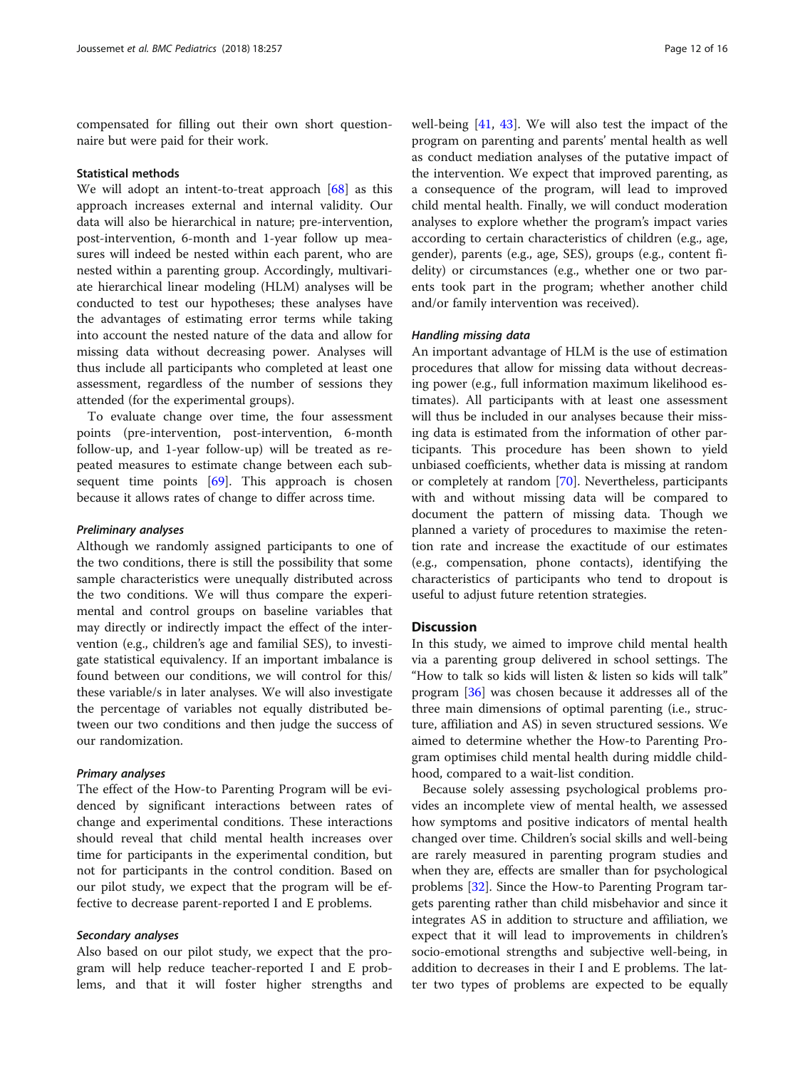compensated for filling out their own short questionnaire but were paid for their work.

### Statistical methods

We will adopt an intent-to-treat approach [68] as this approach increases external and internal validity. Our data will also be hierarchical in nature; pre-intervention, post-intervention, 6-month and 1-year follow up measures will indeed be nested within each parent, who are nested within a parenting group. Accordingly, multivariate hierarchical linear modeling (HLM) analyses will be conducted to test our hypotheses; these analyses have the advantages of estimating error terms while taking into account the nested nature of the data and allow for missing data without decreasing power. Analyses will thus include all participants who completed at least one assessment, regardless of the number of sessions they attended (for the experimental groups).

To evaluate change over time, the four assessment points (pre-intervention, post-intervention, 6-month follow-up, and 1-year follow-up) will be treated as repeated measures to estimate change between each subsequent time points [69]. This approach is chosen because it allows rates of change to differ across time.

#### *Preliminary analyses*

Although we randomly assigned participants to one of the two conditions, there is still the possibility that some sample characteristics were unequally distributed across the two conditions. We will thus compare the experimental and control groups on baseline variables that may directly or indirectly impact the effect of the intervention (e.g., children's age and familial SES), to investigate statistical equivalency. If an important imbalance is found between our conditions, we will control for this/these variable/s in later analyses. We will also investigate the percentage of variables not equally distributed between our two conditions and then judge the success of our randomization.

#### *Primary analyses*

The effect of the How-to Parenting Program will be evidenced by significant interactions between rates of change and experimental conditions. These interactions should reveal that child mental health increases over time for participants in the experimental condition, but not for participants in the control condition. Based on our pilot study, we expect that the program will be effective to decrease parent-reported I and E problems.

#### *Secondary analyses*

Also based on our pilot study, we expect that the program will help reduce teacher-reported I and E problems, and that it will foster higher strengths and well-being [41, 43]. We will also test the impact of the program on parenting and parents' mental health as well as conduct mediation analyses of the putative impact of the intervention. We expect that improved parenting, as a consequence of the program, will lead to improved child mental health. Finally, we will conduct moderation analyses to explore whether the program's impact varies according to certain characteristics of children (e.g., age, gender), parents (e.g., age, SES), groups (e.g., content fidelity) or circumstances (e.g., whether one or two parents took part in the program; whether another child and/or family intervention was received).

#### *Handling missing data*

An important advantage of HLM is the use of estimation procedures that allow for missing data without decreasing power (e.g., full information maximum likelihood estimates). All participants with at least one assessment will thus be included in our analyses because their missing data is estimated from the information of other participants. This procedure has been shown to yield unbiased coefficients, whether data is missing at random or completely at random [70]. Nevertheless, participants with and without missing data will be compared to document the pattern of missing data. Though we planned a variety of procedures to maximise the retention rate and increase the exactitude of our estimates (e.g., compensation, phone contacts), identifying the characteristics of participants who tend to dropout is useful to adjust future retention strategies.

## Discussion

In this study, we aimed to improve child mental health via a parenting group delivered in school settings. The "How to talk so kids will listen & listen so kids will talk" program [36] was chosen because it addresses all of the three main dimensions of optimal parenting (i.e., structure, affiliation and AS) in seven structured sessions. We aimed to determine whether the How-to Parenting Program optimises child mental health during middle childhood, compared to a wait-list condition.

Because solely assessing psychological problems provides an incomplete view of mental health, we assessed how symptoms and positive indicators of mental health changed over time. Children's social skills and well-being are rarely measured in parenting program studies and when they are, effects are smaller than for psychological problems [32]. Since the How-to Parenting Program targets parenting rather than child misbehavior and since it integrates AS in addition to structure and affiliation, we expect that it will lead to improvements in children's socio-emotional strengths and subjective well-being, in addition to decreases in their I and E problems. The latter two types of problems are expected to be equally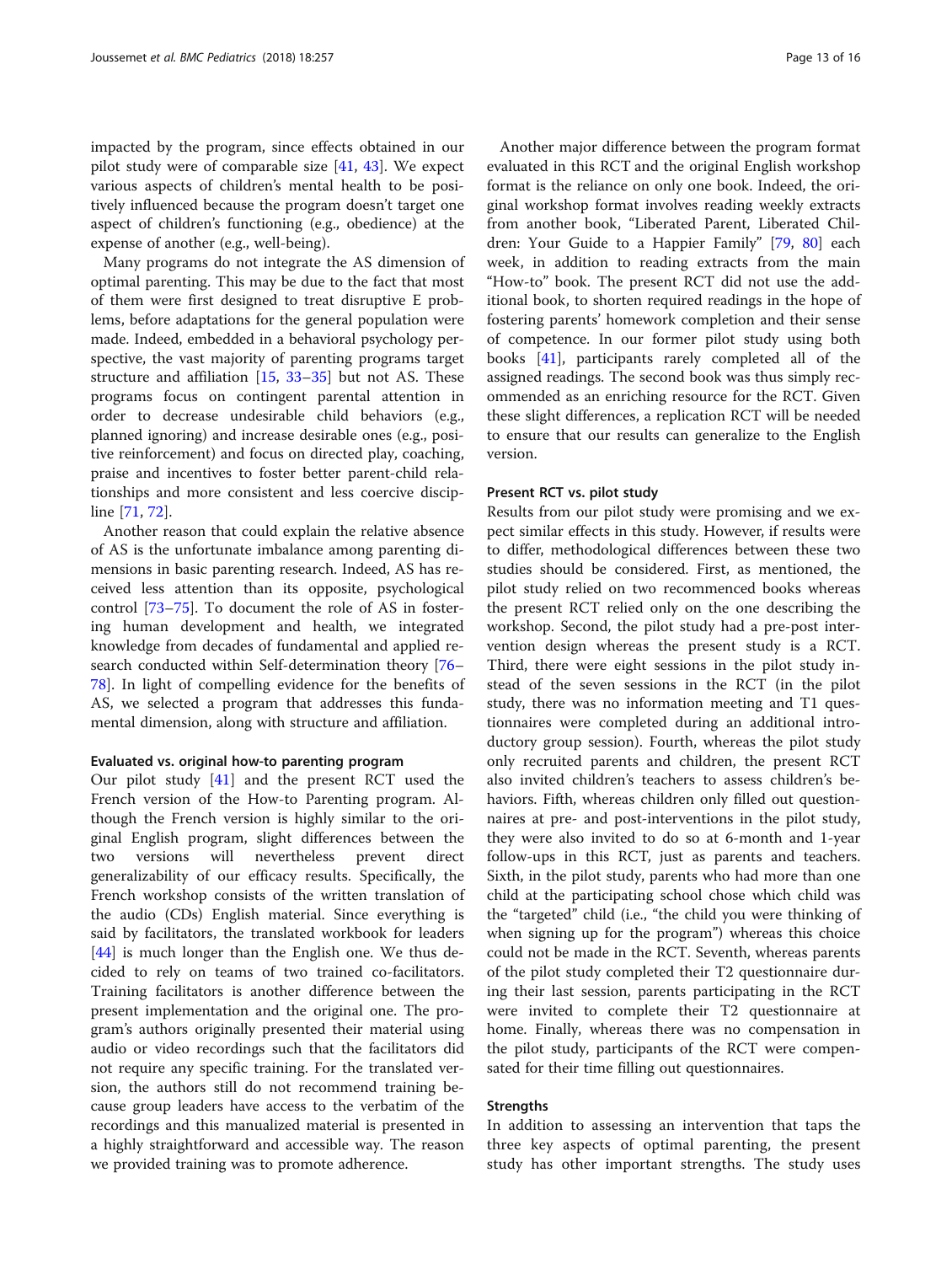impacted by the program, since effects obtained in our pilot study were of comparable size [41, 43]. We expect various aspects of children's mental health to be positively influenced because the program doesn't target one aspect of children's functioning (e.g., obedience) at the expense of another (e.g., well-being).

Many programs do not integrate the AS dimension of optimal parenting. This may be due to the fact that most of them were first designed to treat disruptive E problems, before adaptations for the general population were made. Indeed, embedded in a behavioral psychology perspective, the vast majority of parenting programs target structure and affiliation [15, 33–35] but not AS. These programs focus on contingent parental attention in order to decrease undesirable child behaviors (e.g., planned ignoring) and increase desirable ones (e.g., positive reinforcement) and focus on directed play, coaching, praise and incentives to foster better parent-child relationships and more consistent and less coercive discipline [71, 72].

Another reason that could explain the relative absence of AS is the unfortunate imbalance among parenting dimensions in basic parenting research. Indeed, AS has received less attention than its opposite, psychological control [73–75]. To document the role of AS in fostering human development and health, we integrated knowledge from decades of fundamental and applied research conducted within Self-determination theory [76–78]. In light of compelling evidence for the benefits of AS, we selected a program that addresses this fundamental dimension, along with structure and affiliation.

#### Evaluated vs. original how-to parenting program

Our pilot study [41] and the present RCT used the French version of the How-to Parenting program. Although the French version is highly similar to the original English program, slight differences between the two versions will nevertheless prevent direct generalizability of our efficacy results. Specifically, the French workshop consists of the written translation of the audio (CDs) English material. Since everything is said by facilitators, the translated workbook for leaders [44] is much longer than the English one. We thus decided to rely on teams of two trained co-facilitators. Training facilitators is another difference between the present implementation and the original one. The program's authors originally presented their material using audio or video recordings such that the facilitators did not require any specific training. For the translated version, the authors still do not recommend training because group leaders have access to the verbatim of the recordings and this manualized material is presented in a highly straightforward and accessible way. The reason we provided training was to promote adherence.

Another major difference between the program format evaluated in this RCT and the original English workshop format is the reliance on only one book. Indeed, the original workshop format involves reading weekly extracts from another book, "Liberated Parent, Liberated Children: Your Guide to a Happier Family" [79, 80] each week, in addition to reading extracts from the main "How-to" book. The present RCT did not use the additional book, to shorten required readings in the hope of fostering parents' homework completion and their sense of competence. In our former pilot study using both books [41], participants rarely completed all of the assigned readings. The second book was thus simply recommended as an enriching resource for the RCT. Given these slight differences, a replication RCT will be needed to ensure that our results can generalize to the English version.

#### Present RCT vs. pilot study

Results from our pilot study were promising and we expect similar effects in this study. However, if results were to differ, methodological differences between these two studies should be considered. First, as mentioned, the pilot study relied on two recommenced books whereas the present RCT relied only on the one describing the workshop. Second, the pilot study had a pre-post intervention design whereas the present study is a RCT. Third, there were eight sessions in the pilot study instead of the seven sessions in the RCT (in the pilot study, there was no information meeting and T1 questionnaires were completed during an additional introductory group session). Fourth, whereas the pilot study only recruited parents and children, the present RCT also invited children's teachers to assess children's behaviors. Fifth, whereas children only filled out questionnaires at pre- and post-interventions in the pilot study, they were also invited to do so at 6-month and 1-year follow-ups in this RCT, just as parents and teachers. Sixth, in the pilot study, parents who had more than one child at the participating school chose which child was the "targeted" child (i.e., "the child you were thinking of when signing up for the program") whereas this choice could not be made in the RCT. Seventh, whereas parents of the pilot study completed their T2 questionnaire during their last session, parents participating in the RCT were invited to complete their T2 questionnaire at home. Finally, whereas there was no compensation in the pilot study, participants of the RCT were compensated for their time filling out questionnaires.

#### Strengths

In addition to assessing an intervention that taps the three key aspects of optimal parenting, the present study has other important strengths. The study uses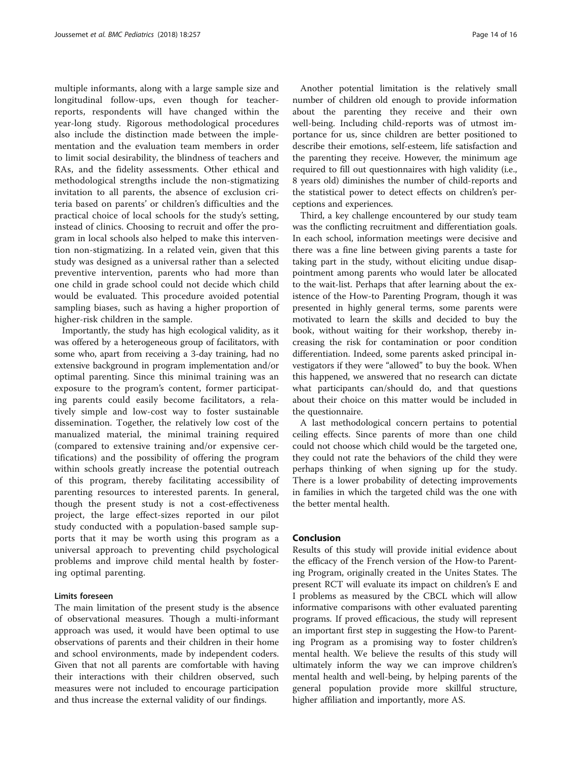multiple informants, along with a large sample size and longitudinal follow-ups, even though for teacher-reports, respondents will have changed within the year-long study. Rigorous methodological procedures also include the distinction made between the implementation and the evaluation team members in order to limit social desirability, the blindness of teachers and RAs, and the fidelity assessments. Other ethical and methodological strengths include the non-stigmatizing invitation to all parents, the absence of exclusion criteria based on parents' or children's difficulties and the practical choice of local schools for the study's setting, instead of clinics. Choosing to recruit and offer the program in local schools also helped to make this intervention non-stigmatizing. In a related vein, given that this study was designed as a universal rather than a selected preventive intervention, parents who had more than one child in grade school could not decide which child would be evaluated. This procedure avoided potential sampling biases, such as having a higher proportion of higher-risk children in the sample.

Importantly, the study has high ecological validity, as it was offered by a heterogeneous group of facilitators, with some who, apart from receiving a 3-day training, had no extensive background in program implementation and/or optimal parenting. Since this minimal training was an exposure to the program's content, former participating parents could easily become facilitators, a relatively simple and low-cost way to foster sustainable dissemination. Together, the relatively low cost of the manualized material, the minimal training required (compared to extensive training and/or expensive certifications) and the possibility of offering the program within schools greatly increase the potential outreach of this program, thereby facilitating accessibility of parenting resources to interested parents. In general, though the present study is not a cost-effectiveness project, the large effect-sizes reported in our pilot study conducted with a population-based sample supports that it may be worth using this program as a universal approach to preventing child psychological problems and improve child mental health by fostering optimal parenting.

### Limits foreseen

The main limitation of the present study is the absence of observational measures. Though a multi-informant approach was used, it would have been optimal to use observations of parents and their children in their home and school environments, made by independent coders. Given that not all parents are comfortable with having their interactions with their children observed, such measures were not included to encourage participation and thus increase the external validity of our findings.

Another potential limitation is the relatively small number of children old enough to provide information about the parenting they receive and their own well-being. Including child-reports was of utmost importance for us, since children are better positioned to describe their emotions, self-esteem, life satisfaction and the parenting they receive. However, the minimum age required to fill out questionnaires with high validity (i.e., 8 years old) diminishes the number of child-reports and the statistical power to detect effects on children's perceptions and experiences.

Third, a key challenge encountered by our study team was the conflicting recruitment and differentiation goals. In each school, information meetings were decisive and there was a fine line between giving parents a taste for taking part in the study, without eliciting undue disappointment among parents who would later be allocated to the wait-list. Perhaps that after learning about the existence of the How-to Parenting Program, though it was presented in highly general terms, some parents were motivated to learn the skills and decided to buy the book, without waiting for their workshop, thereby increasing the risk for contamination or poor condition differentiation. Indeed, some parents asked principal investigators if they were "allowed" to buy the book. When this happened, we answered that no research can dictate what participants can/should do, and that questions about their choice on this matter would be included in the questionnaire.

A last methodological concern pertains to potential ceiling effects. Since parents of more than one child could not choose which child would be the targeted one, they could not rate the behaviors of the child they were perhaps thinking of when signing up for the study. There is a lower probability of detecting improvements in families in which the targeted child was the one with the better mental health.

## Conclusion

Results of this study will provide initial evidence about the efficacy of the French version of the How-to Parenting Program, originally created in the Unites States. The present RCT will evaluate its impact on children's E and I problems as measured by the CBCL which will allow informative comparisons with other evaluated parenting programs. If proved efficacious, the study will represent an important first step in suggesting the How-to Parenting Program as a promising way to foster children's mental health. We believe the results of this study will ultimately inform the way we can improve children's mental health and well-being, by helping parents of the general population provide more skillful structure, higher affiliation and importantly, more AS.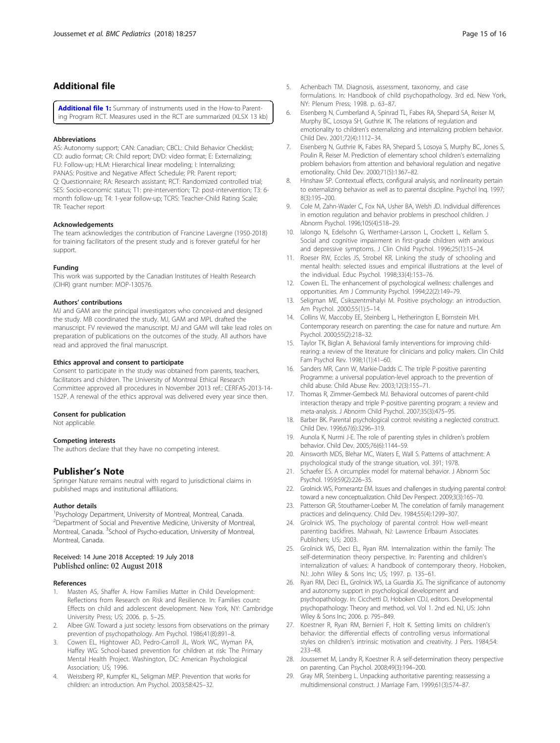## Additional file

**Additional file 1:** Summary of instruments used in the How-to Parenting Program RCT. Measures used in the RCT are summarized (XLSX 13 kb)

### Abbreviations

AS: Autonomy support; CAN: Canadian; CBCL: Child Behavior Checklist; CD: audio format; CR: Child report; DVD: video format; E: Externalizing; FU: Follow-up; HLM: Hierarchical linear modeling; I: Internalizing; PANAS: Positive and Negative Affect Schedule; PR: Parent report; Q: Questionnaire; RA: Research assistant; RCT: Randomized controlled trial; SES: Socio-economic status; T1: pre-intervention; T2: post-intervention; T3: 6-month follow-up; T4: 1-year follow-up; TCRS: Teacher-Child Rating Scale; TR: Teacher report

### Acknowledgements

The team acknowledges the contribution of Francine Lavergne (1950-2018) for training facilitators of the present study and is forever grateful for her support.

### Funding

This work was supported by the Canadian Institutes of Health Research (CIHR) grant number: MOP-130576.

### Authors' contributions

MJ and GAM are the principal investigators who conceived and designed the study. MB coordinated the study. MJ, GAM and MPL drafted the manuscript. FV reviewed the manuscript. MJ and GAM will take lead roles on preparation of publications on the outcomes of the study. All authors have read and approved the final manuscript.

### Ethics approval and consent to participate

Consent to participate in the study was obtained from parents, teachers, facilitators and children. The University of Montreal Ethical Research Committee approved all procedures in November 2013 ref.: CERFAS-2013-14-152P. A renewal of the ethics approval was delivered every year since then.

### Consent for publication

Not applicable.

### Competing interests

The authors declare that they have no competing interest.

## Publisher's Note

Springer Nature remains neutral with regard to jurisdictional claims in published maps and institutional affiliations.

### Author details

[1]Psychology Department, University of Montreal, Montreal, Canada. [2]Department of Social and Preventive Medicine, University of Montreal, Montreal, Canada. [3]School of Psycho-education, University of Montreal, Montreal, Canada.

Received: 14 June 2018 Accepted: 19 July 2018
Published online: 02 August 2018

### References

1. Masten AS, Shaffer A. How Families Matter in Child Development: Reflections from Research on Risk and Resilience. In: Families count: Effects on child and adolescent development. New York, NY: Cambridge University Press; US; 2006. p. 5–25.
2. Albee GW. Toward a just society: lessons from observations on the primary prevention of psychopathology. Am Psychol. 1986;41(8):891–8.
3. Cowen EL, Hightower AD, Pedro-Carroll JL, Work WC, Wyman PA, Haffey WG: School-based prevention for children at risk: The Primary Mental Health Project. Washington, DC: American Psychological Association; US; 1996.
4. Weissberg RP, Kumpfer KL, Seligman MEP. Prevention that works for children: an introduction. Am Psychol. 2003;58:425–32.
5. Achenbach TM. Diagnosis, assessment, taxonomy, and case formulations. In: Handbook of child psychopathology. 3rd ed. New York, NY: Plenum Press; 1998. p. 63–87.
6. Eisenberg N, Cumberland A, Spinrad TL, Fabes RA, Shepard SA, Reiser M, Murphy BC, Losoya SH, Guthrie IK. The relations of regulation and emotionality to children's externalizing and internalizing problem behavior. Child Dev. 2001;72(4):1112–34.
7. Eisenberg N, Guthrie IK, Fabes RA, Shepard S, Losoya S, Murphy BC, Jones S, Poulin R, Reiser M. Prediction of elementary school children's externalizing problem behaviors from attention and behavioral regulation and negative emotionality. Child Dev. 2000;71(5):1367–82.
8. Hinshaw SP. Contextual effects, configural analysis, and nonlinearity pertain to externalizing behavior as well as to parental discipline. Psychol Inq. 1997; 8(3):195–200.
9. Cole M, Zahn-Waxler C, Fox NA, Usher BA, Welsh JD. Individual differences in emotion regulation and behavior problems in preschool children. J Abnorm Psychol. 1996;105(4):518–29.
10. Ialongo N, Edelsohn G, Werthamer-Larsson L, Crockett L, Kellam S. Social and cognitive impairment in first-grade children with anxious and depressive symptoms. J Clin Child Psychol. 1996;25(1):15–24.
11. Roeser RW, Eccles JS, Strobel KR. Linking the study of schooling and mental health: selected issues and empirical illustrations at the level of the individual. Educ Psychol. 1998;33(4):153–76.
12. Cowen EL. The enhancement of psychological wellness: challenges and opportunities. Am J Community Psychol. 1994;22(2):149–79.
13. Seligman ME, Csikszentmihalyi M. Positive psychology: an introduction. Am Psychol. 2000;55(1):5–14.
14. Collins W, Maccoby EE, Steinberg L, Hetherington E, Bornstein MH. Contemporary research on parenting: the case for nature and nurture. Am Psychol. 2000;55(2):218–32.
15. Taylor TK, Biglan A. Behavioral family interventions for improving child-rearing: a review of the literature for clinicians and policy makers. Clin Child Fam Psychol Rev. 1998;1(1):41–60.
16. Sanders MR, Cann W, Markie-Dadds C. The triple P-positive parenting Programme: a universal population-level approach to the prevention of child abuse. Child Abuse Rev. 2003;12(3):155–71.
17. Thomas R, Zimmer-Gembeck MJ. Behavioral outcomes of parent-child interaction therapy and triple P-positive parenting program: a review and meta-analysis. J Abnorm Child Psychol. 2007;35(3):475–95.
18. Barber BK. Parental psychological control: revisiting a neglected construct. Child Dev. 1996;67(6):3296–319.
19. Aunola K, Nurmi J-E. The role of parenting styles in children's problem behavior. Child Dev. 2005;76(6):1144–59.
20. Ainsworth MDS, Blehar MC, Waters E, Wall S. Patterns of attachment: A psychological study of the strange situation, vol. 391; 1978.
21. Schaefer ES. A circumplex model for maternal behavior. J Abnorm Soc Psychol. 1959;59(2):226–35.
22. Grolnick WS, Pomerantz EM. Issues and challenges in studying parental control: toward a new conceptualization. Child Dev Perspect. 2009;3(3):165–70.
23. Patterson GR, Stouthamer-Loeber M. The correlation of family management practices and delinquency. Child Dev. 1984;55(4):1299–307.
24. Grolnick WS. The psychology of parental control: How well-meant parenting backfires. Mahwah, NJ: Lawrence Erlbaum Associates Publishers; US; 2003.
25. Grolnick WS, Deci EL, Ryan RM. Internalization within the family: The self-determination theory perspective. In: Parenting and children's internalization of values: A handbook of contemporary theory. Hoboken, NJ: John Wiley & Sons Inc; US; 1997. p. 135–61.
26. Ryan RM, Deci EL, Grolnick WS, La Guardia JG. The significance of autonomy and autonomy support in psychological development and psychopathology. In: Cicchetti D, Hoboken CDJ, editors. Developmental psychopathology: Theory and method, vol. Vol 1. 2nd ed. NJ, US: John Wiley & Sons Inc; 2006. p. 795–849.
27. Koestner R, Ryan RM, Bernieri F, Holt K. Setting limits on children's behavior: the differential effects of controlling versus informational styles on children's intrinsic motivation and creativity. J Pers. 1984;54: 233–48.
28. Joussemet M, Landry R, Koestner R. A self-determination theory perspective on parenting. Can Psychol. 2008;49(3):194–200.
29. Gray MR, Steinberg L. Unpacking authoritative parenting: reassessing a multidimensional construct. J Marriage Fam. 1999;61(3):574–87.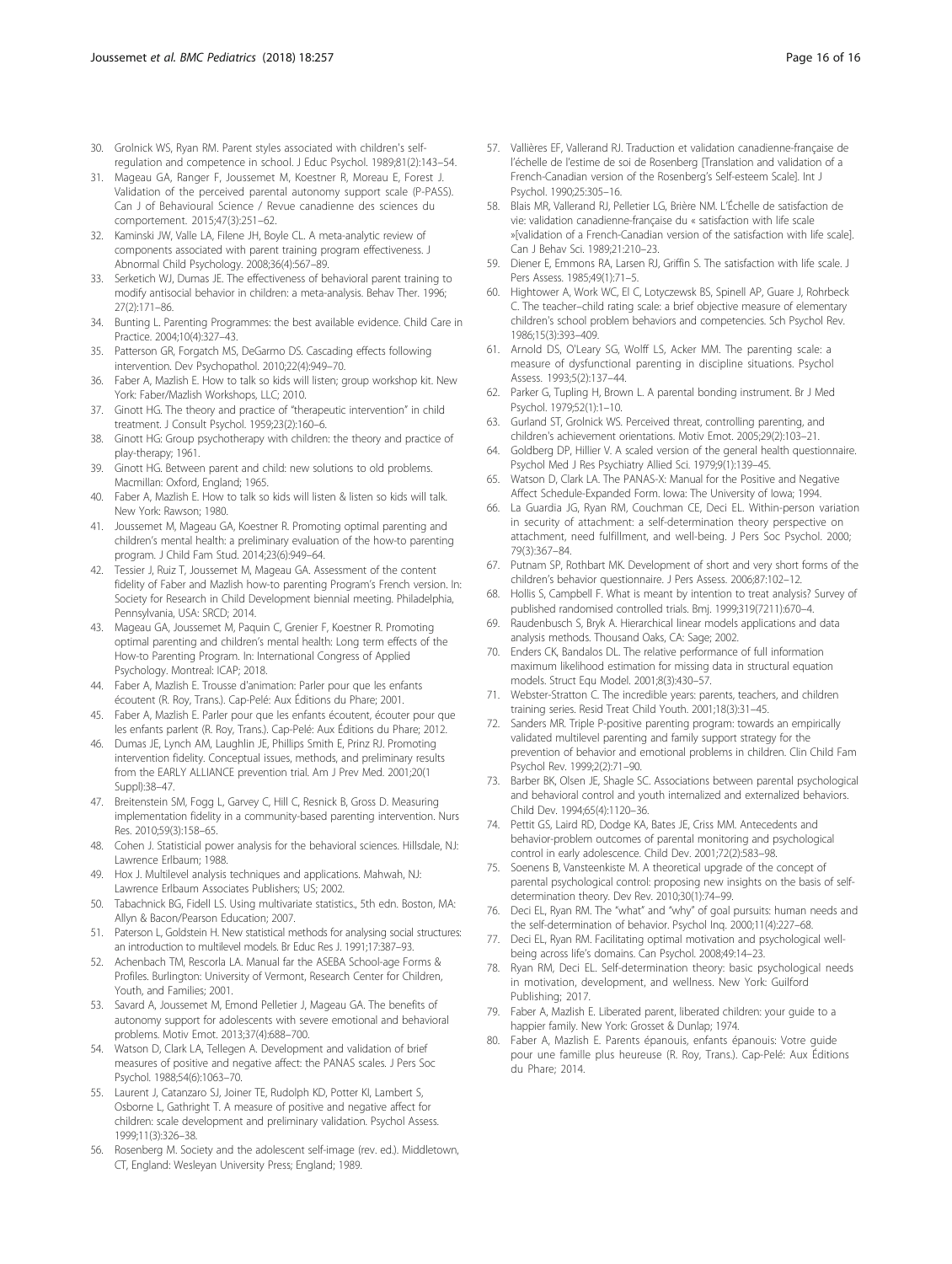30. Grolnick WS, Ryan RM. Parent styles associated with children's self-regulation and competence in school. J Educ Psychol. 1989;81(2):143–54.
31. Mageau GA, Ranger F, Joussemet M, Koestner R, Moreau E, Forest J. Validation of the perceived parental autonomy support scale (P-PASS). Can J of Behavioural Science / Revue canadienne des sciences du comportement. 2015;47(3):251–62.
32. Kaminski JW, Valle LA, Filene JH, Boyle CL. A meta-analytic review of components associated with parent training program effectiveness. J Abnormal Child Psychology. 2008;36(4):567–89.
33. Serketich WJ, Dumas JE. The effectiveness of behavioral parent training to modify antisocial behavior in children: a meta-analysis. Behav Ther. 1996; 27(2):171–86.
34. Bunting L. Parenting Programmes: the best available evidence. Child Care in Practice. 2004;10(4):327–43.
35. Patterson GR, Forgatch MS, DeGarmo DS. Cascading effects following intervention. Dev Psychopathol. 2010;22(4):949–70.
36. Faber A, Mazlish E. How to talk so kids will listen; group workshop kit. New York: Faber/Mazlish Workshops, LLC; 2010.
37. Ginott HG. The theory and practice of "therapeutic intervention" in child treatment. J Consult Psychol. 1959;23(2):160–6.
38. Ginott HG: Group psychotherapy with children: the theory and practice of play-therapy; 1961.
39. Ginott HG. Between parent and child: new solutions to old problems. Macmillan: Oxford, England; 1965.
40. Faber A, Mazlish E. How to talk so kids will listen & listen so kids will talk. New York: Rawson; 1980.
41. Joussemet M, Mageau GA, Koestner R. Promoting optimal parenting and children's mental health: a preliminary evaluation of the how-to parenting program. J Child Fam Stud. 2014;23(6):949–64.
42. Tessier J, Ruiz T, Joussemet M, Mageau GA. Assessment of the content fidelity of Faber and Mazlish how-to parenting Program's French version. In: Society for Research in Child Development biennial meeting. Philadelphia, Pennsylvania, USA: SRCD; 2014.
43. Mageau GA, Joussemet M, Paquin C, Grenier F, Koestner R. Promoting optimal parenting and children's mental health: Long term effects of the How-to Parenting Program. In: International Congress of Applied Psychology. Montreal: ICAP; 2018.
44. Faber A, Mazlish E. Trousse d'animation: Parler pour que les enfants écoutent (R. Roy, Trans.). Cap-Pelé: Aux Éditions du Phare; 2001.
45. Faber A, Mazlish E. Parler pour que les enfants écoutent, écouter pour que les enfants parlent (R. Roy, Trans.). Cap-Pelé: Aux Éditions du Phare; 2012.
46. Dumas JE, Lynch AM, Laughlin JE, Phillips Smith E, Prinz RJ. Promoting intervention fidelity. Conceptual issues, methods, and preliminary results from the EARLY ALLIANCE prevention trial. Am J Prev Med. 2001;20(1 Suppl):38–47.
47. Breitenstein SM, Fogg L, Garvey C, Hill C, Resnick B, Gross D. Measuring implementation fidelity in a community-based parenting intervention. Nurs Res. 2010;59(3):158–65.
48. Cohen J. Statisticial power analysis for the behavioral sciences. Hillsdale, NJ: Lawrence Erlbaum; 1988.
49. Hox J. Multilevel analysis techniques and applications. Mahwah, NJ: Lawrence Erlbaum Associates Publishers; US; 2002.
50. Tabachnick BG, Fidell LS. Using multivariate statistics., 5th edn. Boston, MA: Allyn & Bacon/Pearson Education; 2007.
51. Paterson L, Goldstein H. New statistical methods for analysing social structures: an introduction to multilevel models. Br Educ Res J. 1991;17:387–93.
52. Achenbach TM, Rescorla LA. Manual far the ASEBA School-age Forms & Profiles. Burlington: University of Vermont, Research Center for Children, Youth, and Families; 2001.
53. Savard A, Joussemet M, Emond Pelletier J, Mageau GA. The benefits of autonomy support for adolescents with severe emotional and behavioral problems. Motiv Emot. 2013;37(4):688–700.
54. Watson D, Clark LA, Tellegen A. Development and validation of brief measures of positive and negative affect: the PANAS scales. J Pers Soc Psychol. 1988;54(6):1063–70.
55. Laurent J, Catanzaro SJ, Joiner TE, Rudolph KD, Potter KI, Lambert S, Osborne L, Gathright T. A measure of positive and negative affect for children: scale development and preliminary validation. Psychol Assess. 1999;11(3):326–38.
56. Rosenberg M. Society and the adolescent self-image (rev. ed.). Middletown, CT, England: Wesleyan University Press; England; 1989.
57. Vallières EF, Vallerand RJ. Traduction et validation canadienne-française de l'échelle de l'estime de soi de Rosenberg [Translation and validation of a French-Canadian version of the Rosenberg's Self-esteem Scale]. Int J Psychol. 1990;25:305–16.
58. Blais MR, Vallerand RJ, Pelletier LG, Brière NM. L'Échelle de satisfaction de vie: validation canadienne-française du « satisfaction with life scale »[validation of a French-Canadian version of the satisfaction with life scale]. Can J Behav Sci. 1989;21:210–23.
59. Diener E, Emmons RA, Larsen RJ, Griffin S. The satisfaction with life scale. J Pers Assess. 1985;49(1):71–5.
60. Hightower A, Work WC, EI C, Lotyczewsk BS, Spinell AP, Guare J, Rohrbeck C. The teacher–child rating scale: a brief objective measure of elementary children's school problem behaviors and competencies. Sch Psychol Rev. 1986;15(3):393–409.
61. Arnold DS, O'Leary SG, Wolff LS, Acker MM. The parenting scale: a measure of dysfunctional parenting in discipline situations. Psychol Assess. 1993;5(2):137–44.
62. Parker G, Tupling H, Brown L. A parental bonding instrument. Br J Med Psychol. 1979;52(1):1–10.
63. Gurland ST, Grolnick WS. Perceived threat, controlling parenting, and children's achievement orientations. Motiv Emot. 2005;29(2):103–21.
64. Goldberg DP, Hillier V. A scaled version of the general health questionnaire. Psychol Med J Res Psychiatry Allied Sci. 1979;9(1):139–45.
65. Watson D, Clark LA. The PANAS-X: Manual for the Positive and Negative Affect Schedule-Expanded Form. Iowa: The University of Iowa; 1994.
66. La Guardia JG, Ryan RM, Couchman CE, Deci EL. Within-person variation in security of attachment: a self-determination theory perspective on attachment, need fulfillment, and well-being. J Pers Soc Psychol. 2000; 79(3):367–84.
67. Putnam SP, Rothbart MK. Development of short and very short forms of the children's behavior questionnaire. J Pers Assess. 2006;87:102–12.
68. Hollis S, Campbell F. What is meant by intention to treat analysis? Survey of published randomised controlled trials. Bmj. 1999;319(7211):670–4.
69. Raudenbusch S, Bryk A. Hierarchical linear models applications and data analysis methods. Thousand Oaks, CA: Sage; 2002.
70. Enders CK, Bandalos DL. The relative performance of full information maximum likelihood estimation for missing data in structural equation models. Struct Equ Model. 2001;8(3):430–57.
71. Webster-Stratton C. The incredible years: parents, teachers, and children training series. Resid Treat Child Youth. 2001;18(3):31–45.
72. Sanders MR. Triple P-positive parenting program: towards an empirically validated multilevel parenting and family support strategy for the prevention of behavior and emotional problems in children. Clin Child Fam Psychol Rev. 1999;2(2):71–90.
73. Barber BK, Olsen JE, Shagle SC. Associations between parental psychological and behavioral control and youth internalized and externalized behaviors. Child Dev. 1994;65(4):1120–36.
74. Pettit GS, Laird RD, Dodge KA, Bates JE, Criss MM. Antecedents and behavior-problem outcomes of parental monitoring and psychological control in early adolescence. Child Dev. 2001;72(2):583–98.
75. Soenens B, Vansteenkiste M. A theoretical upgrade of the concept of parental psychological control: proposing new insights on the basis of self-determination theory. Dev Rev. 2010;30(1):74–99.
76. Deci EL, Ryan RM. The "what" and "why" of goal pursuits: human needs and the self-determination of behavior. Psychol Inq. 2000;11(4):227–68.
77. Deci EL, Ryan RM. Facilitating optimal motivation and psychological well-being across life's domains. Can Psychol. 2008;49:14–23.
78. Ryan RM, Deci EL. Self-determination theory: basic psychological needs in motivation, development, and wellness. New York: Guilford Publishing; 2017.
79. Faber A, Mazlish E. Liberated parent, liberated children: your guide to a happier family. New York: Grosset & Dunlap; 1974.
80. Faber A, Mazlish E. Parents épanouis, enfants épanouis: Votre guide pour une famille plus heureuse (R. Roy, Trans.). Cap-Pelé: Aux Éditions du Phare; 2014.